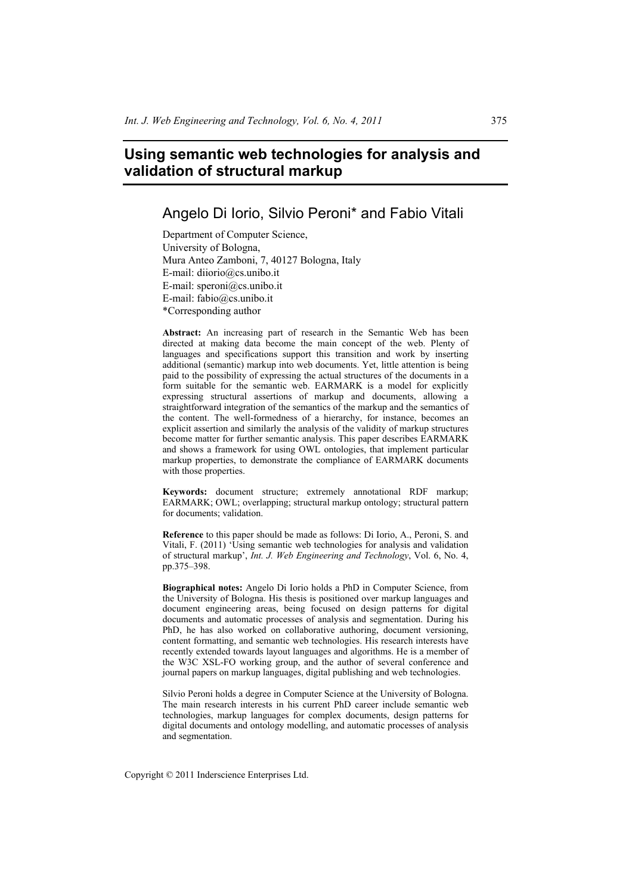# Using semantic web technologies for analysis and validation of structural markup

## Angelo Di Iorio, Silvio Peroni* and Fabio Vitali

Department of Computer Science,
University of Bologna,
Mura Anteo Zamboni, 7, 40127 Bologna, Italy
E-mail: diiorio@cs.unibo.it
E-mail: speroni@cs.unibo.it
E-mail: fabio@cs.unibo.it
*Corresponding author

**Abstract:** An increasing part of research in the Semantic Web has been directed at making data become the main concept of the web. Plenty of languages and specifications support this transition and work by inserting additional (semantic) markup into web documents. Yet, little attention is being paid to the possibility of expressing the actual structures of the documents in a form suitable for the semantic web. EARMARK is a model for explicitly expressing structural assertions of markup and documents, allowing a straightforward integration of the semantics of the markup and the semantics of the content. The well-formedness of a hierarchy, for instance, becomes an explicit assertion and similarly the analysis of the validity of markup structures become matter for further semantic analysis. This paper describes EARMARK and shows a framework for using OWL ontologies, that implement particular markup properties, to demonstrate the compliance of EARMARK documents with those properties.

**Keywords:** document structure; extremely annotational RDF markup; EARMARK; OWL; overlapping; structural markup ontology; structural pattern for documents; validation.

**Reference** to this paper should be made as follows: Di Iorio, A., Peroni, S. and Vitali, F. (2011) 'Using semantic web technologies for analysis and validation of structural markup', *Int. J. Web Engineering and Technology*, Vol. 6, No. 4, pp.375–398.

**Biographical notes:** Angelo Di Iorio holds a PhD in Computer Science, from the University of Bologna. His thesis is positioned over markup languages and document engineering areas, being focused on design patterns for digital documents and automatic processes of analysis and segmentation. During his PhD, he has also worked on collaborative authoring, document versioning, content formatting, and semantic web technologies. His research interests have recently extended towards layout languages and algorithms. He is a member of the W3C XSL-FO working group, and the author of several conference and journal papers on markup languages, digital publishing and web technologies.

Silvio Peroni holds a degree in Computer Science at the University of Bologna. The main research interests in his current PhD career include semantic web technologies, markup languages for complex documents, design patterns for digital documents and ontology modelling, and automatic processes of analysis and segmentation.

Copyright © 2011 Inderscience Enterprises Ltd.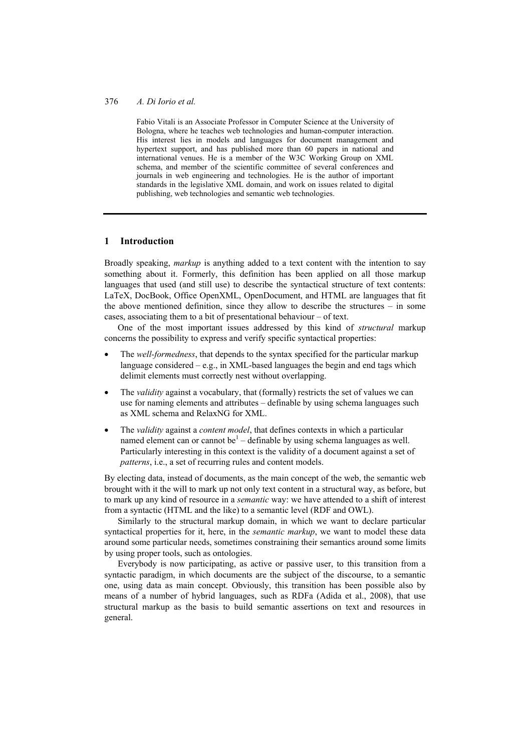Fabio Vitali is an Associate Professor in Computer Science at the University of Bologna, where he teaches web technologies and human-computer interaction. His interest lies in models and languages for document management and hypertext support, and has published more than 60 papers in national and international venues. He is a member of the W3C Working Group on XML schema, and member of the scientific committee of several conferences and journals in web engineering and technologies. He is the author of important standards in the legislative XML domain, and work on issues related to digital publishing, web technologies and semantic web technologies.

## 1 Introduction

Broadly speaking, *markup* is anything added to a text content with the intention to say something about it. Formerly, this definition has been applied on all those markup languages that used (and still use) to describe the syntactical structure of text contents: LaTeX, DocBook, Office OpenXML, OpenDocument, and HTML are languages that fit the above mentioned definition, since they allow to describe the structures – in some cases, associating them to a bit of presentational behaviour – of text.

One of the most important issues addressed by this kind of *structural* markup concerns the possibility to express and verify specific syntactical properties:

- The *well-formedness*, that depends to the syntax specified for the particular markup language considered – e.g., in XML-based languages the begin and end tags which delimit elements must correctly nest without overlapping.
- The *validity* against a vocabulary, that (formally) restricts the set of values we can use for naming elements and attributes – definable by using schema languages such as XML schema and RelaxNG for XML.
- The *validity* against a *content model*, that defines contexts in which a particular named element can or cannot be[1] – definable by using schema languages as well. Particularly interesting in this context is the validity of a document against a set of *patterns*, i.e., a set of recurring rules and content models.

By electing data, instead of documents, as the main concept of the web, the semantic web brought with it the will to mark up not only text content in a structural way, as before, but to mark up any kind of resource in a *semantic* way: we have attended to a shift of interest from a syntactic (HTML and the like) to a semantic level (RDF and OWL).

Similarly to the structural markup domain, in which we want to declare particular syntactical properties for it, here, in the *semantic markup*, we want to model these data around some particular needs, sometimes constraining their semantics around some limits by using proper tools, such as ontologies.

Everybody is now participating, as active or passive user, to this transition from a syntactic paradigm, in which documents are the subject of the discourse, to a semantic one, using data as main concept. Obviously, this transition has been possible also by means of a number of hybrid languages, such as RDFa (Adida et al., 2008), that use structural markup as the basis to build semantic assertions on text and resources in general.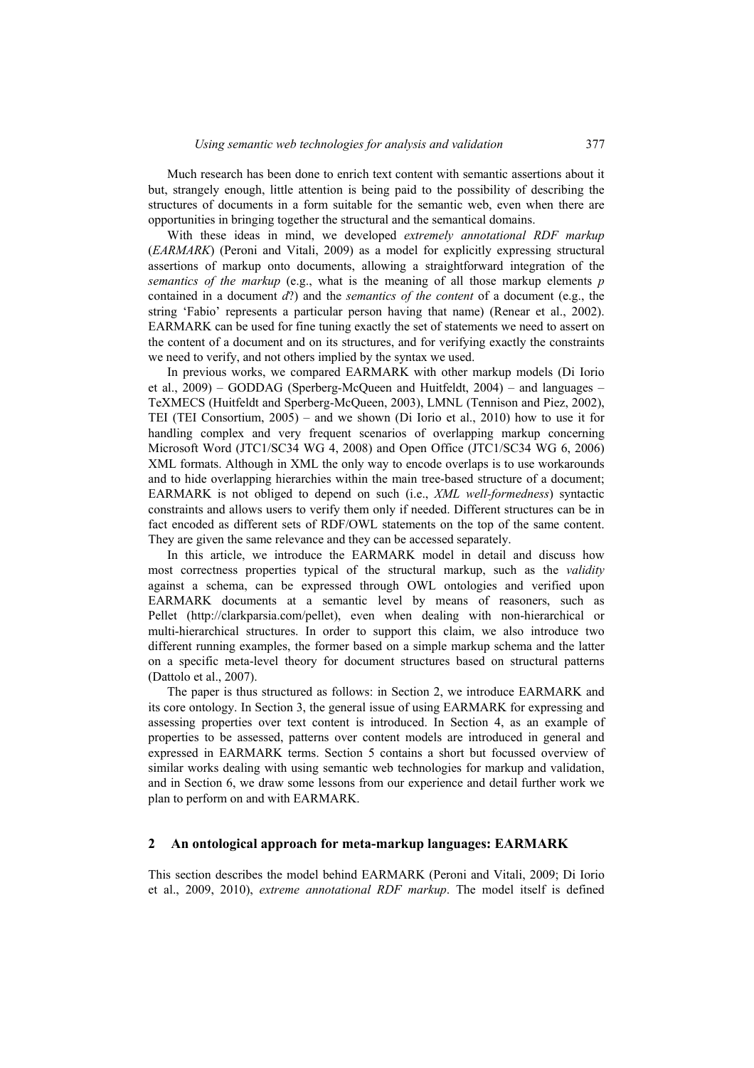Much research has been done to enrich text content with semantic assertions about it but, strangely enough, little attention is being paid to the possibility of describing the structures of documents in a form suitable for the semantic web, even when there are opportunities in bringing together the structural and the semantical domains.

With these ideas in mind, we developed *extremely annotational RDF markup* (*EARMARK*) (Peroni and Vitali, 2009) as a model for explicitly expressing structural assertions of markup onto documents, allowing a straightforward integration of the *semantics of the markup* (e.g., what is the meaning of all those markup elements *p* contained in a document *d*?) and the *semantics of the content* of a document (e.g., the string 'Fabio' represents a particular person having that name) (Renear et al., 2002). EARMARK can be used for fine tuning exactly the set of statements we need to assert on the content of a document and on its structures, and for verifying exactly the constraints we need to verify, and not others implied by the syntax we used.

In previous works, we compared EARMARK with other markup models (Di Iorio et al., 2009) – GODDAG (Sperberg-McQueen and Huitfeldt, 2004) – and languages – TeXMECS (Huitfeldt and Sperberg-McQueen, 2003), LMNL (Tennison and Piez, 2002), TEI (TEI Consortium, 2005) – and we shown (Di Iorio et al., 2010) how to use it for handling complex and very frequent scenarios of overlapping markup concerning Microsoft Word (JTC1/SC34 WG 4, 2008) and Open Office (JTC1/SC34 WG 6, 2006) XML formats. Although in XML the only way to encode overlaps is to use workarounds and to hide overlapping hierarchies within the main tree-based structure of a document; EARMARK is not obliged to depend on such (i.e., *XML well-formedness*) syntactic constraints and allows users to verify them only if needed. Different structures can be in fact encoded as different sets of RDF/OWL statements on the top of the same content. They are given the same relevance and they can be accessed separately.

In this article, we introduce the EARMARK model in detail and discuss how most correctness properties typical of the structural markup, such as the *validity* against a schema, can be expressed through OWL ontologies and verified upon EARMARK documents at a semantic level by means of reasoners, such as Pellet (http://clarkparsia.com/pellet), even when dealing with non-hierarchical or multi-hierarchical structures. In order to support this claim, we also introduce two different running examples, the former based on a simple markup schema and the latter on a specific meta-level theory for document structures based on structural patterns (Dattolo et al., 2007).

The paper is thus structured as follows: in Section 2, we introduce EARMARK and its core ontology. In Section 3, the general issue of using EARMARK for expressing and assessing properties over text content is introduced. In Section 4, as an example of properties to be assessed, patterns over content models are introduced in general and expressed in EARMARK terms. Section 5 contains a short but focussed overview of similar works dealing with using semantic web technologies for markup and validation, and in Section 6, we draw some lessons from our experience and detail further work we plan to perform on and with EARMARK.

## 2 An ontological approach for meta-markup languages: EARMARK

This section describes the model behind EARMARK (Peroni and Vitali, 2009; Di Iorio et al., 2009, 2010), *extreme annotational RDF markup*. The model itself is defined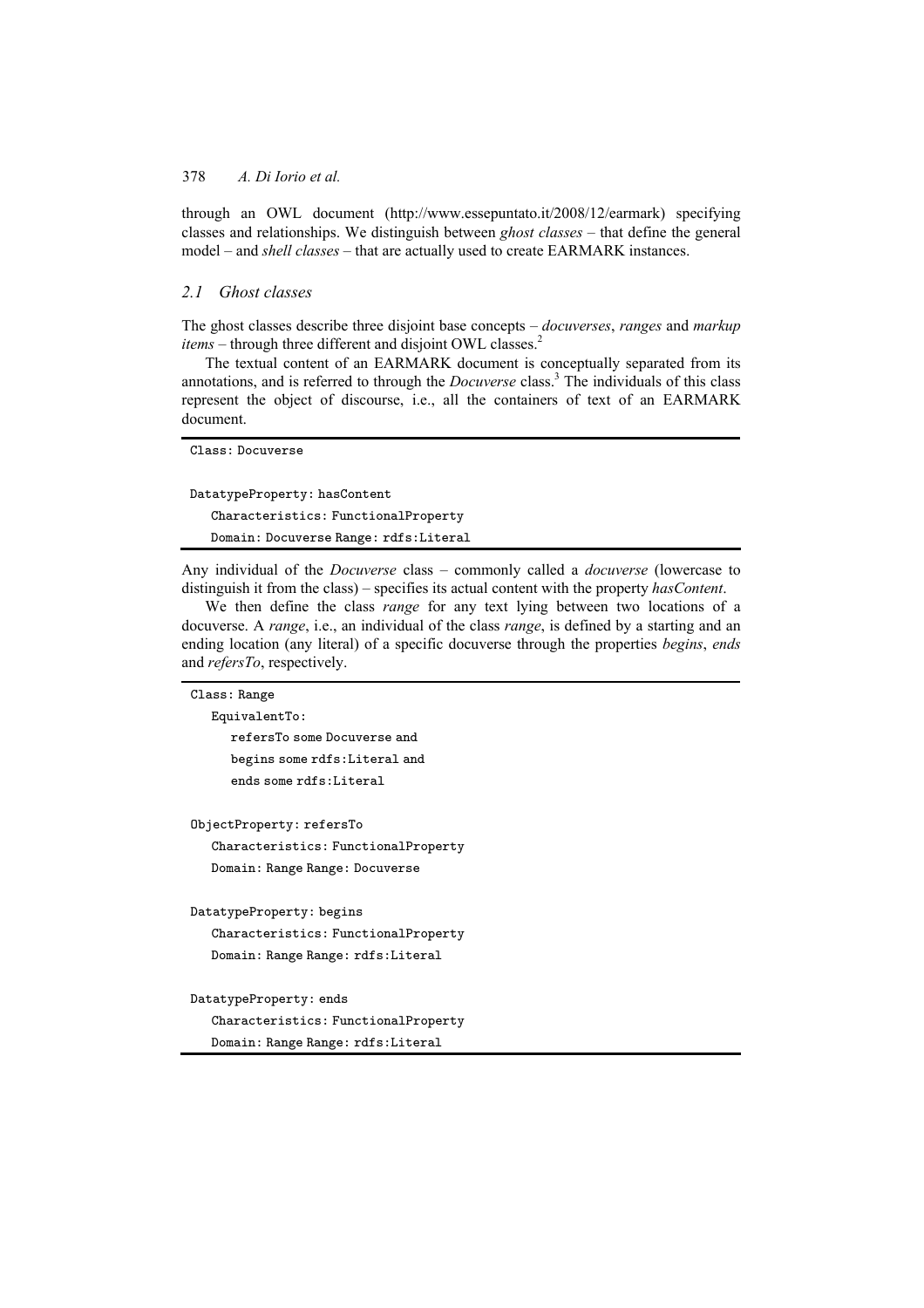through an OWL document (http://www.essepuntato.it/2008/12/earmark) specifying classes and relationships. We distinguish between *ghost classes* – that define the general model – and *shell classes* – that are actually used to create EARMARK instances.

### 2.1 Ghost classes

The ghost classes describe three disjoint base concepts – *docuverses*, *ranges* and *markup items* – through three different and disjoint OWL classes.[2]

The textual content of an EARMARK document is conceptually separated from its annotations, and is referred to through the *Docuverse* class.[3] The individuals of this class represent the object of discourse, i.e., all the containers of text of an EARMARK document.

```
Class: Docuverse

DatatypeProperty: hasContent
   Characteristics: FunctionalProperty
   Domain: Docuverse Range: rdfs:Literal
```

Any individual of the *Docuverse* class – commonly called a *docuverse* (lowercase to distinguish it from the class) – specifies its actual content with the property *hasContent*.

We then define the class *range* for any text lying between two locations of a docuverse. A *range*, i.e., an individual of the class *range*, is defined by a starting and an ending location (any literal) of a specific docuverse through the properties *begins*, *ends* and *refersTo*, respectively.

```
Class: Range
   EquivalentTo:
      refersTo some Docuverse and
      begins some rdfs:Literal and
      ends some rdfs:Literal

ObjectProperty: refersTo
   Characteristics: FunctionalProperty
   Domain: Range Range: Docuverse

DatatypeProperty: begins
   Characteristics: FunctionalProperty
   Domain: Range Range: rdfs:Literal

DatatypeProperty: ends
   Characteristics: FunctionalProperty
   Domain: Range Range: rdfs:Literal
```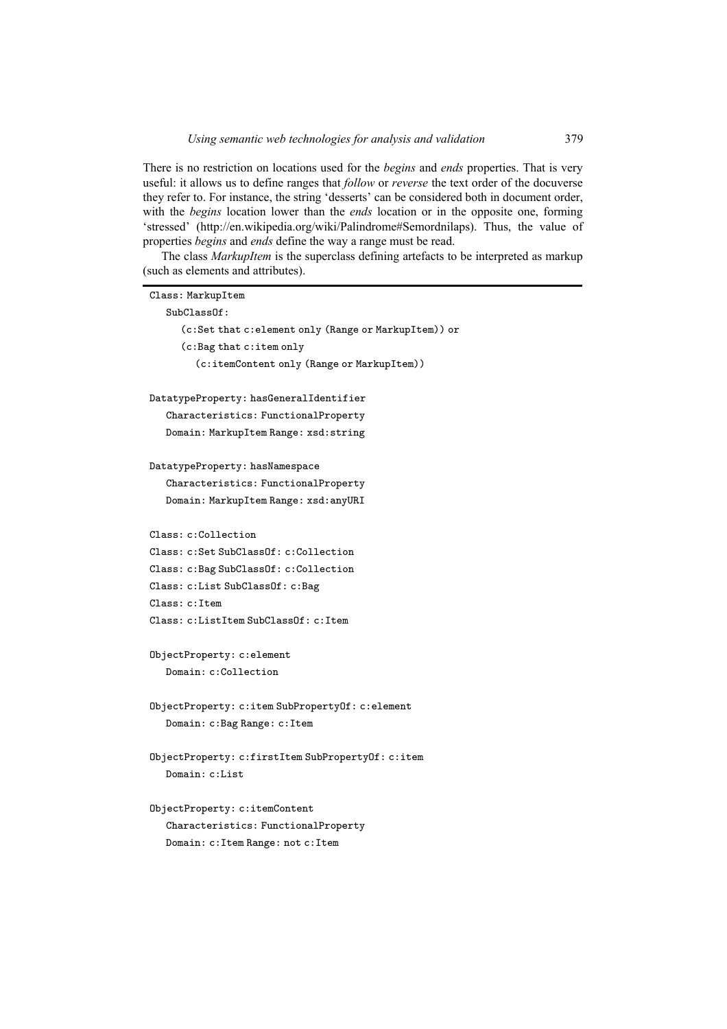There is no restriction on locations used for the *begins* and *ends* properties. That is very useful: it allows us to define ranges that *follow* or *reverse* the text order of the docuverse they refer to. For instance, the string 'desserts' can be considered both in document order, with the *begins* location lower than the *ends* location or in the opposite one, forming 'stressed' (http://en.wikipedia.org/wiki/Palindrome#Semordnilaps). Thus, the value of properties *begins* and *ends* define the way a range must be read.

The class *MarkupItem* is the superclass defining artefacts to be interpreted as markup (such as elements and attributes).

```
Class: MarkupItem
   SubClassOf:
     (c:Set that c:element only (Range or MarkupItem)) or
     (c:Bag that c:item only
        (c:itemContent only (Range or MarkupItem))

DatatypeProperty: hasGeneralIdentifier
   Characteristics: FunctionalProperty
   Domain: MarkupItem Range: xsd:string

DatatypeProperty: hasNamespace
   Characteristics: FunctionalProperty
   Domain: MarkupItem Range: xsd:anyURI

Class: c:Collection
Class: c:Set SubClassOf: c:Collection
Class: c:Bag SubClassOf: c:Collection
Class: c:List SubClassOf: c:Bag
Class: c:Item
Class: c:ListItem SubClassOf: c:Item

ObjectProperty: c:element
   Domain: c:Collection

ObjectProperty: c:item SubPropertyOf: c:element
   Domain: c:Bag Range: c:Item

ObjectProperty: c:firstItem SubPropertyOf: c:item
   Domain: c:List

ObjectProperty: c:itemContent
   Characteristics: FunctionalProperty
   Domain: c:Item Range: not c:Item
```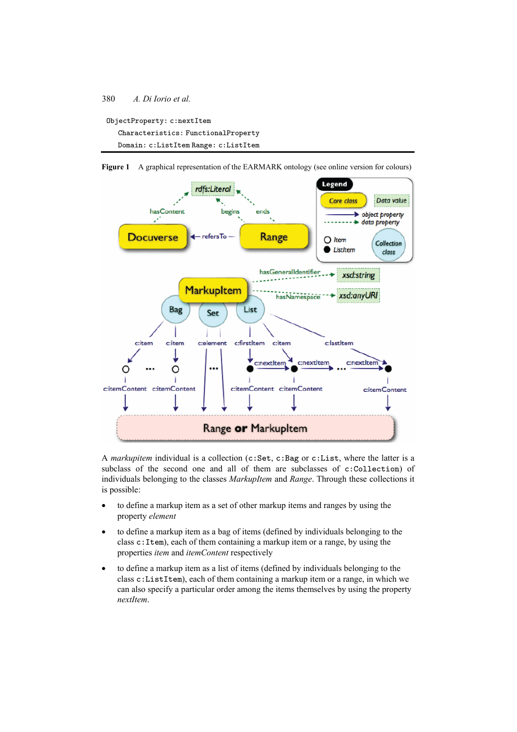```
ObjectProperty: c:nextItem
    Characteristics: FunctionalProperty
    Domain: c:ListItem Range: c:ListItem
```

**Figure 1** A graphical representation of the EARMARK ontology (see online version for colours)

Legend
Core class
Data value
object property
data property
Item
ListItem
Collection class

rdfs:Literal
hasContent
begins
ends
Docuverse
refersTo
Range
hasGeneralIdentifier
xsd:string
MarkupItem
hasNamespace
xsd:anyURI
Bag
Set
List
c:item
c:item
c:element
c:firstItem
c:item
c:lastItem
c:nextItem
c:nextItem
c:nextItem
c:itemContent
c:itemContent
c:itemContent
c:itemContent
c:itemContent
Range or MarkupItem

A *markupitem* individual is a collection (`c:Set`, `c:Bag` or `c:List`, where the latter is a subclass of the second one and all of them are subclasses of `c:Collection`) of individuals belonging to the classes *MarkupItem* and *Range*. Through these collections it is possible:

- to define a markup item as a set of other markup items and ranges by using the property *element*
- to define a markup item as a bag of items (defined by individuals belonging to the class `c:Item`), each of them containing a markup item or a range, by using the properties *item* and *itemContent* respectively
- to define a markup item as a list of items (defined by individuals belonging to the class `c:ListItem`), each of them containing a markup item or a range, in which we can also specify a particular order among the items themselves by using the property *nextItem*.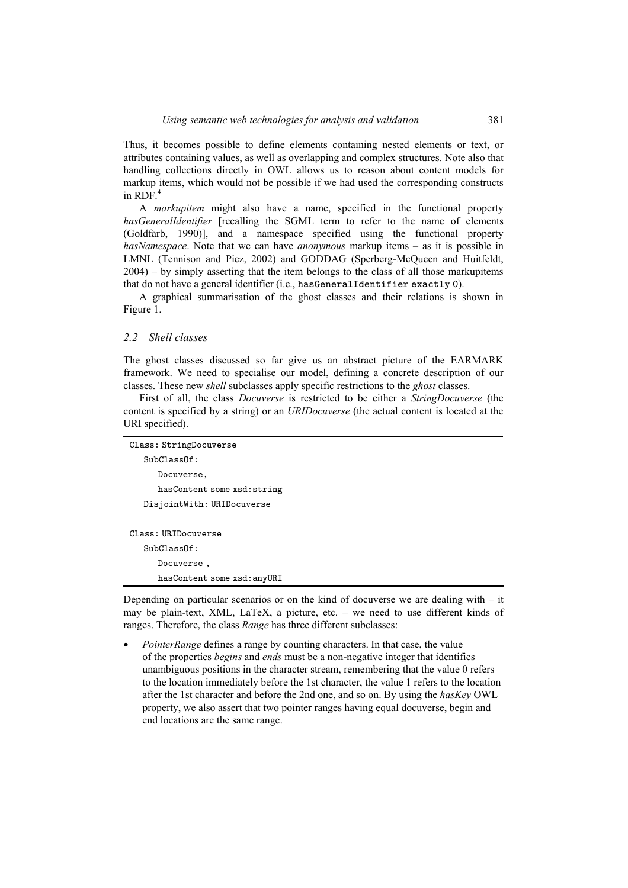Thus, it becomes possible to define elements containing nested elements or text, or attributes containing values, as well as overlapping and complex structures. Note also that handling collections directly in OWL allows us to reason about content models for markup items, which would not be possible if we had used the corresponding constructs in RDF.[4]

A *markupitem* might also have a name, specified in the functional property *hasGeneralIdentifier* [recalling the SGML term to refer to the name of elements (Goldfarb, 1990)], and a namespace specified using the functional property *hasNamespace*. Note that we can have *anonymous* markup items – as it is possible in LMNL (Tennison and Piez, 2002) and GODDAG (Sperberg-McQueen and Huitfeldt, 2004) – by simply asserting that the item belongs to the class of all those markupitems that do not have a general identifier (i.e., `hasGeneralIdentifier exactly 0`).

A graphical summarisation of the ghost classes and their relations is shown in Figure 1.

### *2.2 Shell classes*

The ghost classes discussed so far give us an abstract picture of the EARMARK framework. We need to specialise our model, defining a concrete description of our classes. These new *shell* subclasses apply specific restrictions to the *ghost* classes.

First of all, the class *Docuverse* is restricted to be either a *StringDocuverse* (the content is specified by a string) or an *URIDocuverse* (the actual content is located at the URI specified).

```
Class: StringDocuverse
   SubClassOf:
      Docuverse,
      hasContent some xsd:string
   DisjointWith: URIDocuverse

Class: URIDocuverse
   SubClassOf:
      Docuverse ,
      hasContent some xsd:anyURI
```

Depending on particular scenarios or on the kind of docuverse we are dealing with – it may be plain-text, XML, LaTeX, a picture, etc. – we need to use different kinds of ranges. Therefore, the class *Range* has three different subclasses:

- *PointerRange* defines a range by counting characters. In that case, the value of the properties *begins* and *ends* must be a non-negative integer that identifies unambiguous positions in the character stream, remembering that the value 0 refers to the location immediately before the 1st character, the value 1 refers to the location after the 1st character and before the 2nd one, and so on. By using the *hasKey* OWL property, we also assert that two pointer ranges having equal docuverse, begin and end locations are the same range.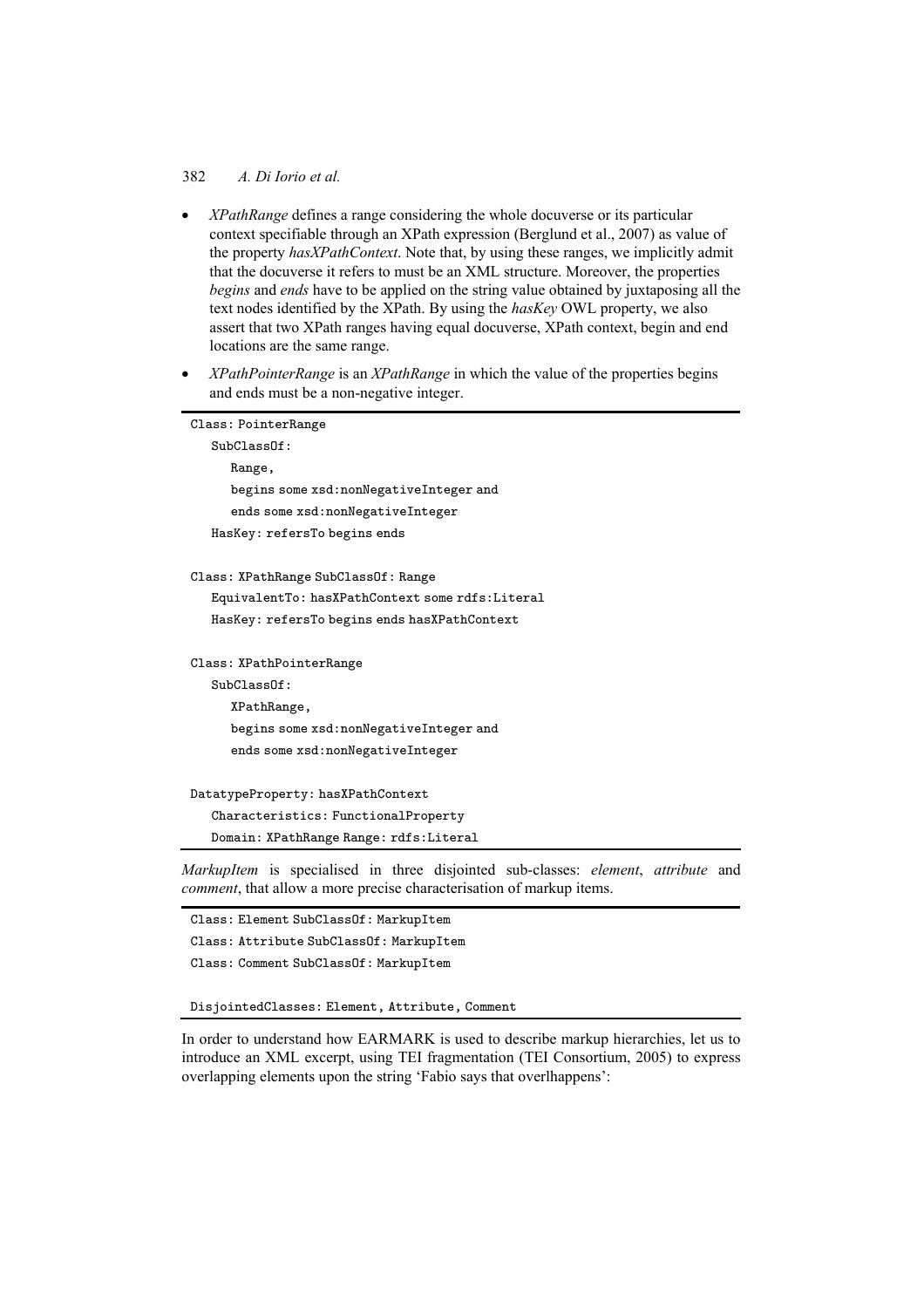- *XPathRange* defines a range considering the whole docuverse or its particular context specifiable through an XPath expression (Berglund et al., 2007) as value of the property *hasXPathContext*. Note that, by using these ranges, we implicitly admit that the docuverse it refers to must be an XML structure. Moreover, the properties *begins* and *ends* have to be applied on the string value obtained by juxtaposing all the text nodes identified by the XPath. By using the *hasKey* OWL property, we also assert that two XPath ranges having equal docuverse, XPath context, begin and end locations are the same range.
- *XPathPointerRange* is an *XPathRange* in which the value of the properties begins and ends must be a non-negative integer.

```
Class: PointerRange
   SubClassOf:
      Range,
      begins some xsd:nonNegativeInteger and
      ends some xsd:nonNegativeInteger
   HasKey: refersTo begins ends

Class: XPathRange SubClassOf: Range
   EquivalentTo: hasXPathContext some rdfs:Literal
   HasKey: refersTo begins ends hasXPathContext

Class: XPathPointerRange
   SubClassOf:
      XPathRange,
      begins some xsd:nonNegativeInteger and
      ends some xsd:nonNegativeInteger

DatatypeProperty: hasXPathContext
   Characteristics: FunctionalProperty
   Domain: XPathRange Range: rdfs:Literal
```

*MarkupItem* is specialised in three disjointed sub-classes: *element*, *attribute* and *comment*, that allow a more precise characterisation of markup items.

```
Class: Element SubClassOf: MarkupItem
Class: Attribute SubClassOf: MarkupItem
Class: Comment SubClassOf: MarkupItem

DisjointedClasses: Element, Attribute, Comment
```

In order to understand how EARMARK is used to describe markup hierarchies, let us to introduce an XML excerpt, using TEI fragmentation (TEI Consortium, 2005) to express overlapping elements upon the string 'Fabio says that overlhappens':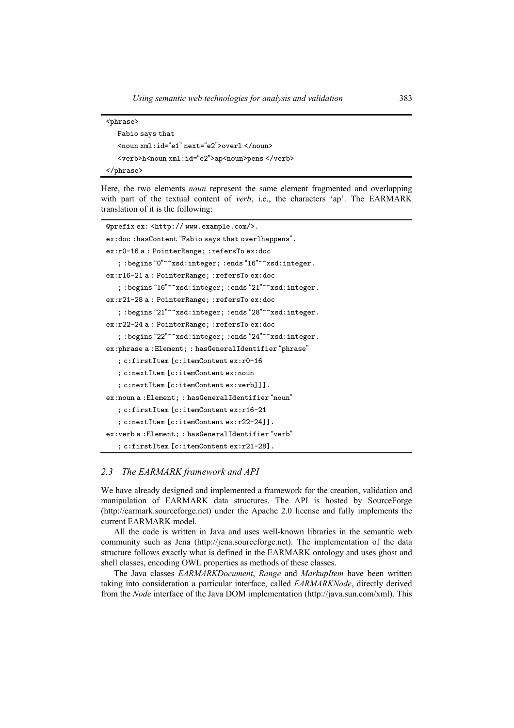```
<phrase>
   Fabio says that
   <noun xml:id="e1" next="e2">overl </noun>
   <verb>h<noun xml:id="e2">ap<noun>pens </verb>
</phrase>
```

Here, the two elements *noun* represent the same element fragmented and overlapping with part of the textual content of *verb*, i.e., the characters 'ap'. The EARMARK translation of it is the following:

```
@prefix ex: <http:// www.example.com/>.
ex:doc :hasContent "Fabio says that overlhappens".
ex:r0-16 a : PointerRange; :refersTo ex:doc
   ; :begins "0"^^xsd:integer; :ends "16"^^xsd:integer.
ex:r16-21 a : PointerRange; :refersTo ex:doc
   ; :begins "16"^^xsd:integer; :ends "21"^^xsd:integer.
ex:r21-28 a : PointerRange; :refersTo ex:doc
   ; :begins "21"^^xsd:integer; :ends "28"^^xsd:integer.
ex:r22-24 a : PointerRange; :refersTo ex:doc
   ; :begins "22"^^xsd:integer; :ends "24"^^xsd:integer.
ex:phrase a :Element; : hasGeneralIdentifier "phrase"
   ; c:firstItem [c:itemContent ex:r0-16
   ; c:nextItem [c:itemContent ex:noun
   ; c:nextItem [c:itemContent ex:verb]]].
ex:noun a :Element; : hasGeneralIdentifier "noun"
   ; c:firstItem [c:itemContent ex:r16-21
   ; c:nextItem [c:itemContent ex:r22-24]].
ex:verb a :Element; : hasGeneralIdentifier "verb"
   ; c:firstItem [c:itemContent ex:r21-28].
```

### 2.3 The EARMARK framework and API

We have already designed and implemented a framework for the creation, validation and manipulation of EARMARK data structures. The API is hosted by SourceForge (http://earmark.sourceforge.net) under the Apache 2.0 license and fully implements the current EARMARK model.

All the code is written in Java and uses well-known libraries in the semantic web community such as Jena (http://jena.sourceforge.net). The implementation of the data structure follows exactly what is defined in the EARMARK ontology and uses ghost and shell classes, encoding OWL properties as methods of these classes.

The Java classes *EARMARKDocument*, *Range* and *MarkupItem* have been written taking into consideration a particular interface, called *EARMARKNode*, directly derived from the *Node* interface of the Java DOM implementation (http://java.sun.com/xml). This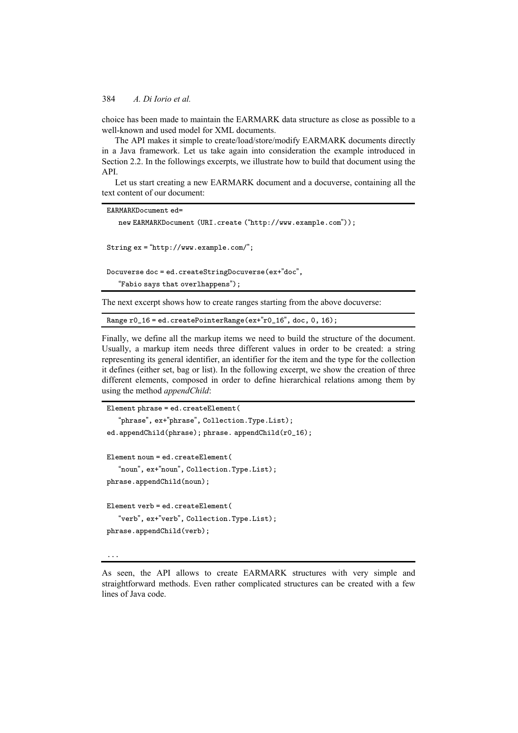choice has been made to maintain the EARMARK data structure as close as possible to a well-known and used model for XML documents.

The API makes it simple to create/load/store/modify EARMARK documents directly in a Java framework. Let us take again into consideration the example introduced in Section 2.2. In the followings excerpts, we illustrate how to build that document using the API.

Let us start creating a new EARMARK document and a docuverse, containing all the text content of our document:

```
EARMARKDocument ed=
   new EARMARKDocument (URI.create ("http://www.example.com"));

String ex = "http://www.example.com/";

Docuverse doc = ed.createStringDocuverse(ex+"doc",
   "Fabio says that overlhappens");
```

The next excerpt shows how to create ranges starting from the above docuverse:

```
Range r0_16 = ed.createPointerRange(ex+"r0_16", doc, 0, 16);
```

Finally, we define all the markup items we need to build the structure of the document. Usually, a markup item needs three different values in order to be created: a string representing its general identifier, an identifier for the item and the type for the collection it defines (either set, bag or list). In the following excerpt, we show the creation of three different elements, composed in order to define hierarchical relations among them by using the method *appendChild*:

```
Element phrase = ed.createElement(
   "phrase", ex+"phrase", Collection.Type.List);
ed.appendChild(phrase); phrase. appendChild(r0_16);

Element noun = ed.createElement(
   "noun", ex+"noun", Collection.Type.List);
phrase.appendChild(noun);

Element verb = ed.createElement(
   "verb", ex+"verb", Collection.Type.List);
phrase.appendChild(verb);

...
```

As seen, the API allows to create EARMARK structures with very simple and straightforward methods. Even rather complicated structures can be created with a few lines of Java code.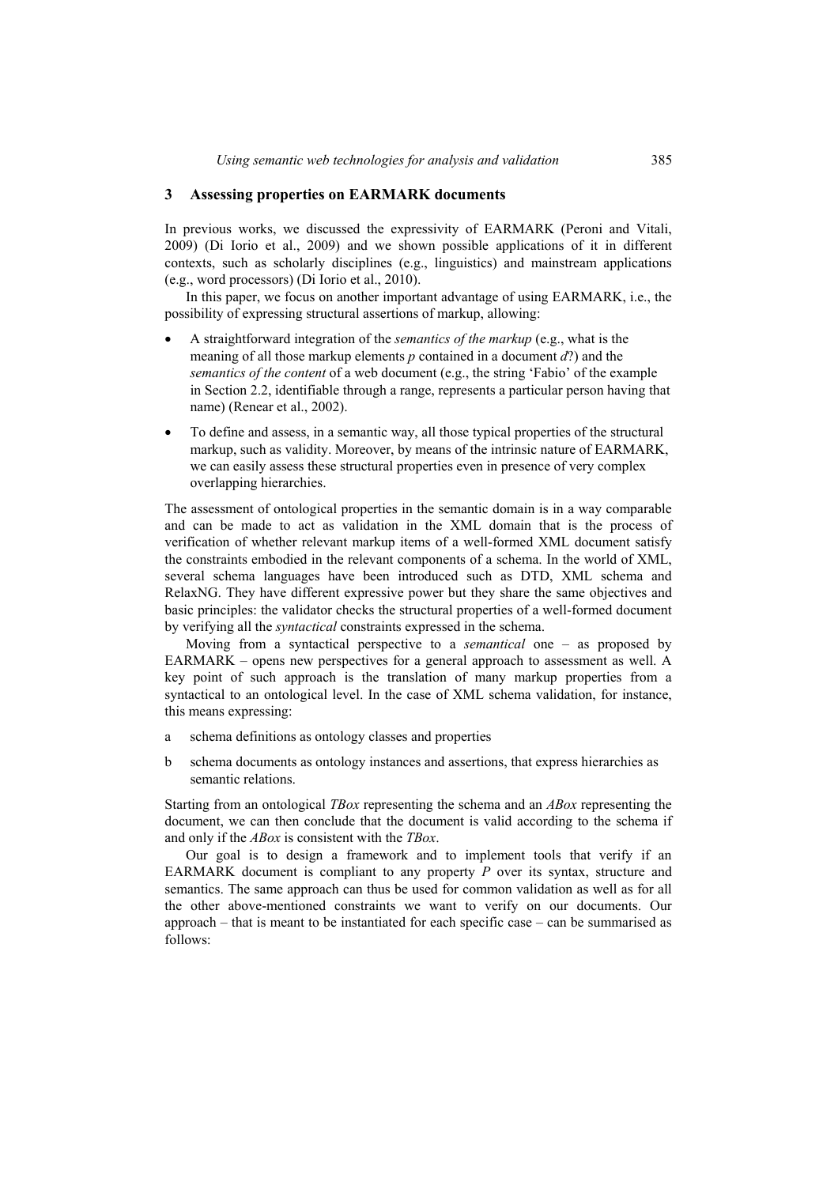## 3 Assessing properties on EARMARK documents

In previous works, we discussed the expressivity of EARMARK (Peroni and Vitali, 2009) (Di Iorio et al., 2009) and we shown possible applications of it in different contexts, such as scholarly disciplines (e.g., linguistics) and mainstream applications (e.g., word processors) (Di Iorio et al., 2010).

In this paper, we focus on another important advantage of using EARMARK, i.e., the possibility of expressing structural assertions of markup, allowing:

- A straightforward integration of the *semantics of the markup* (e.g., what is the meaning of all those markup elements *p* contained in a document *d*?) and the *semantics of the content* of a web document (e.g., the string 'Fabio' of the example in Section 2.2, identifiable through a range, represents a particular person having that name) (Renear et al., 2002).
- To define and assess, in a semantic way, all those typical properties of the structural markup, such as validity. Moreover, by means of the intrinsic nature of EARMARK, we can easily assess these structural properties even in presence of very complex overlapping hierarchies.

The assessment of ontological properties in the semantic domain is in a way comparable and can be made to act as validation in the XML domain that is the process of verification of whether relevant markup items of a well-formed XML document satisfy the constraints embodied in the relevant components of a schema. In the world of XML, several schema languages have been introduced such as DTD, XML schema and RelaxNG. They have different expressive power but they share the same objectives and basic principles: the validator checks the structural properties of a well-formed document by verifying all the *syntactical* constraints expressed in the schema.

Moving from a syntactical perspective to a *semantical* one – as proposed by EARMARK – opens new perspectives for a general approach to assessment as well. A key point of such approach is the translation of many markup properties from a syntactical to an ontological level. In the case of XML schema validation, for instance, this means expressing:

a schema definitions as ontology classes and properties

b schema documents as ontology instances and assertions, that express hierarchies as semantic relations.

Starting from an ontological *TBox* representing the schema and an *ABox* representing the document, we can then conclude that the document is valid according to the schema if and only if the *ABox* is consistent with the *TBox*.

Our goal is to design a framework and to implement tools that verify if an EARMARK document is compliant to any property *P* over its syntax, structure and semantics. The same approach can thus be used for common validation as well as for all the other above-mentioned constraints we want to verify on our documents. Our approach – that is meant to be instantiated for each specific case – can be summarised as follows: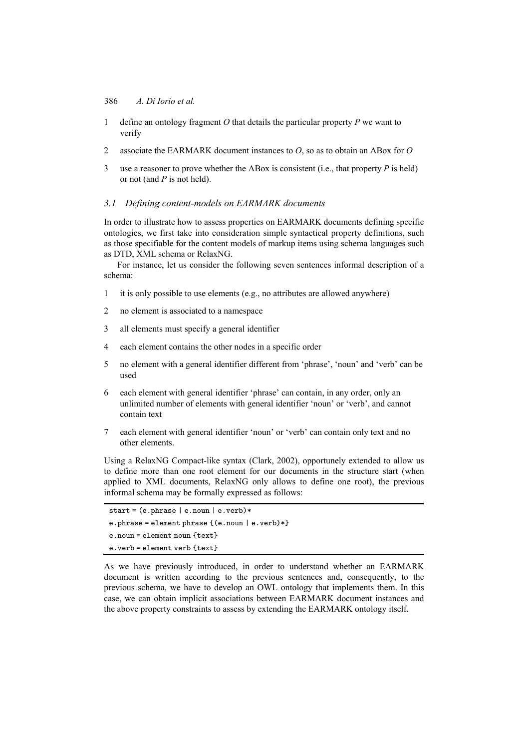1. define an ontology fragment *O* that details the particular property *P* we want to verify
2. associate the EARMARK document instances to *O*, so as to obtain an ABox for *O*
3. use a reasoner to prove whether the ABox is consistent (i.e., that property *P* is held) or not (and *P* is not held).

### *3.1 Defining content-models on EARMARK documents*

In order to illustrate how to assess properties on EARMARK documents defining specific ontologies, we first take into consideration simple syntactical property definitions, such as those specifiable for the content models of markup items using schema languages such as DTD, XML schema or RelaxNG.

For instance, let us consider the following seven sentences informal description of a schema:

1. it is only possible to use elements (e.g., no attributes are allowed anywhere)
2. no element is associated to a namespace
3. all elements must specify a general identifier
4. each element contains the other nodes in a specific order
5. no element with a general identifier different from 'phrase', 'noun' and 'verb' can be used
6. each element with general identifier 'phrase' can contain, in any order, only an unlimited number of elements with general identifier 'noun' or 'verb', and cannot contain text
7. each element with general identifier 'noun' or 'verb' can contain only text and no other elements.

Using a RelaxNG Compact-like syntax (Clark, 2002), opportunely extended to allow us to define more than one root element for our documents in the structure start (when applied to XML documents, RelaxNG only allows to define one root), the previous informal schema may be formally expressed as follows:

```
start = (e.phrase | e.noun | e.verb)*
e.phrase = element phrase {(e.noun | e.verb)*}
e.noun = element noun {text}
e.verb = element verb {text}
```

As we have previously introduced, in order to understand whether an EARMARK document is written according to the previous sentences and, consequently, to the previous schema, we have to develop an OWL ontology that implements them. In this case, we can obtain implicit associations between EARMARK document instances and the above property constraints to assess by extending the EARMARK ontology itself.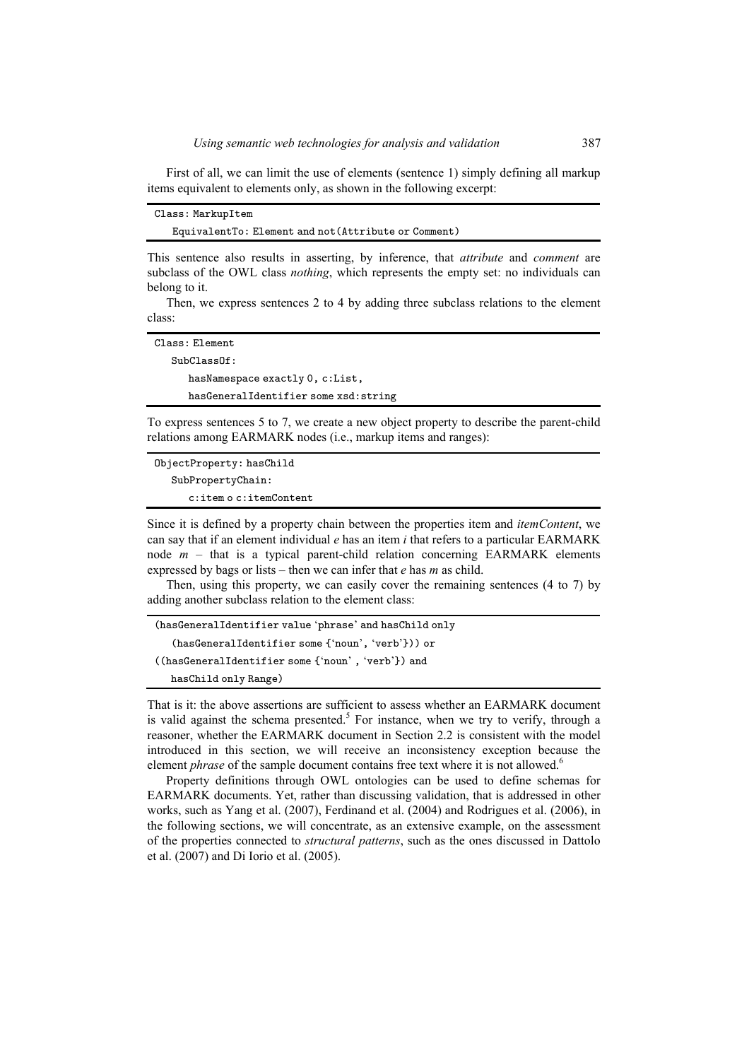First of all, we can limit the use of elements (sentence 1) simply defining all markup items equivalent to elements only, as shown in the following excerpt:

```
Class: MarkupItem
   EquivalentTo: Element and not(Attribute or Comment)
```

This sentence also results in asserting, by inference, that *attribute* and *comment* are subclass of the OWL class *nothing*, which represents the empty set: no individuals can belong to it.

Then, we express sentences 2 to 4 by adding three subclass relations to the element class:

```
Class: Element
   SubClassOf:
      hasNamespace exactly 0, c:List,
      hasGeneralIdentifier some xsd:string
```

To express sentences 5 to 7, we create a new object property to describe the parent-child relations among EARMARK nodes (i.e., markup items and ranges):

```
ObjectProperty: hasChild
   SubPropertyChain:
      c:item o c:itemContent
```

Since it is defined by a property chain between the properties item and *itemContent*, we can say that if an element individual *e* has an item *i* that refers to a particular EARMARK node *m* – that is a typical parent-child relation concerning EARMARK elements expressed by bags or lists – then we can infer that *e* has *m* as child.

Then, using this property, we can easily cover the remaining sentences (4 to 7) by adding another subclass relation to the element class:

```
(hasGeneralIdentifier value 'phrase' and hasChild only
   (hasGeneralIdentifier some {'noun', 'verb'})) or
((hasGeneralIdentifier some {'noun' , 'verb'}) and
   hasChild only Range)
```

That is it: the above assertions are sufficient to assess whether an EARMARK document is valid against the schema presented.[5] For instance, when we try to verify, through a reasoner, whether the EARMARK document in Section 2.2 is consistent with the model introduced in this section, we will receive an inconsistency exception because the element *phrase* of the sample document contains free text where it is not allowed.[6]

Property definitions through OWL ontologies can be used to define schemas for EARMARK documents. Yet, rather than discussing validation, that is addressed in other works, such as Yang et al. (2007), Ferdinand et al. (2004) and Rodrigues et al. (2006), in the following sections, we will concentrate, as an extensive example, on the assessment of the properties connected to *structural patterns*, such as the ones discussed in Dattolo et al. (2007) and Di Iorio et al. (2005).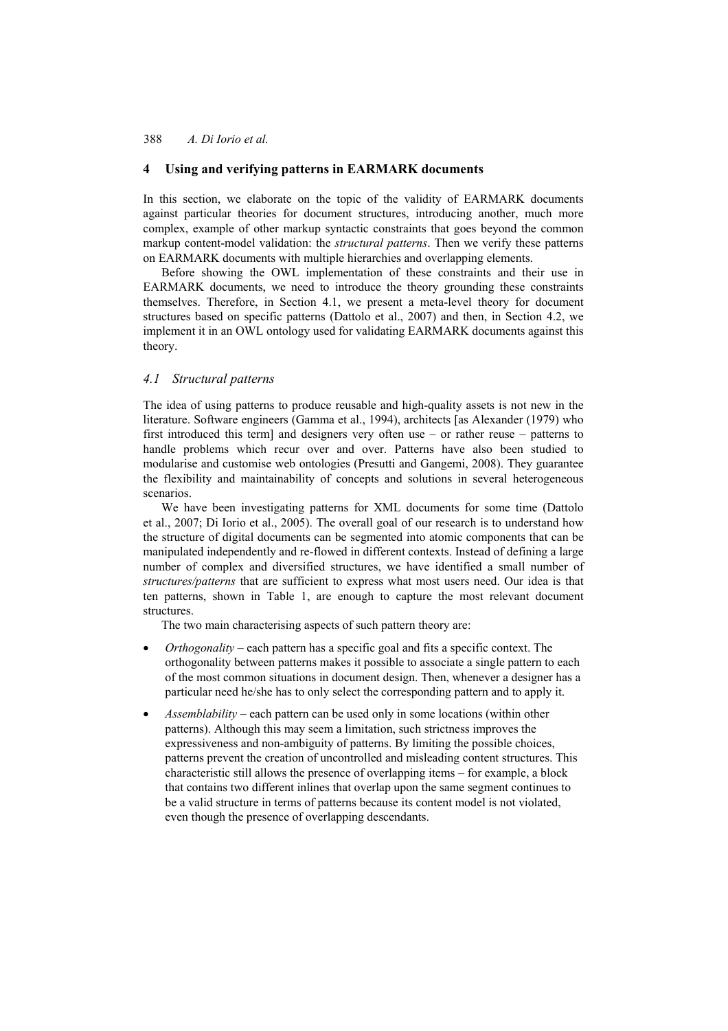## 4 Using and verifying patterns in EARMARK documents

In this section, we elaborate on the topic of the validity of EARMARK documents against particular theories for document structures, introducing another, much more complex, example of other markup syntactic constraints that goes beyond the common markup content-model validation: the *structural patterns*. Then we verify these patterns on EARMARK documents with multiple hierarchies and overlapping elements.

Before showing the OWL implementation of these constraints and their use in EARMARK documents, we need to introduce the theory grounding these constraints themselves. Therefore, in Section 4.1, we present a meta-level theory for document structures based on specific patterns (Dattolo et al., 2007) and then, in Section 4.2, we implement it in an OWL ontology used for validating EARMARK documents against this theory.

### *4.1 Structural patterns*

The idea of using patterns to produce reusable and high-quality assets is not new in the literature. Software engineers (Gamma et al., 1994), architects [as Alexander (1979) who first introduced this term] and designers very often use – or rather reuse – patterns to handle problems which recur over and over. Patterns have also been studied to modularise and customise web ontologies (Presutti and Gangemi, 2008). They guarantee the flexibility and maintainability of concepts and solutions in several heterogeneous scenarios.

We have been investigating patterns for XML documents for some time (Dattolo et al., 2007; Di Iorio et al., 2005). The overall goal of our research is to understand how the structure of digital documents can be segmented into atomic components that can be manipulated independently and re-flowed in different contexts. Instead of defining a large number of complex and diversified structures, we have identified a small number of *structures/patterns* that are sufficient to express what most users need. Our idea is that ten patterns, shown in Table 1, are enough to capture the most relevant document structures.

The two main characterising aspects of such pattern theory are:

- *Orthogonality* – each pattern has a specific goal and fits a specific context. The orthogonality between patterns makes it possible to associate a single pattern to each of the most common situations in document design. Then, whenever a designer has a particular need he/she has to only select the corresponding pattern and to apply it.
- *Assemblability* – each pattern can be used only in some locations (within other patterns). Although this may seem a limitation, such strictness improves the expressiveness and non-ambiguity of patterns. By limiting the possible choices, patterns prevent the creation of uncontrolled and misleading content structures. This characteristic still allows the presence of overlapping items – for example, a block that contains two different inlines that overlap upon the same segment continues to be a valid structure in terms of patterns because its content model is not violated, even though the presence of overlapping descendants.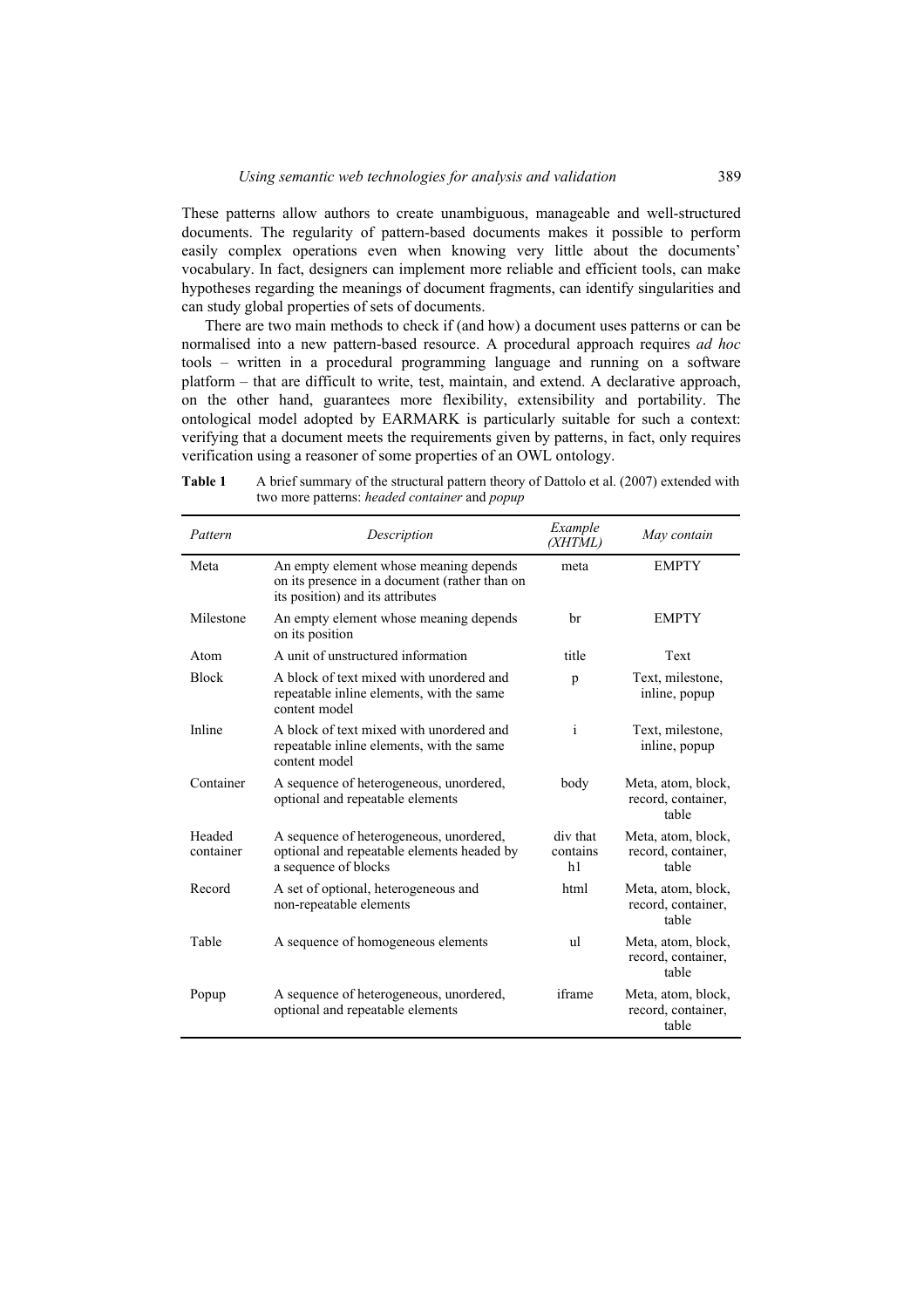These patterns allow authors to create unambiguous, manageable and well-structured documents. The regularity of pattern-based documents makes it possible to perform easily complex operations even when knowing very little about the documents' vocabulary. In fact, designers can implement more reliable and efficient tools, can make hypotheses regarding the meanings of document fragments, can identify singularities and can study global properties of sets of documents.

There are two main methods to check if (and how) a document uses patterns or can be normalised into a new pattern-based resource. A procedural approach requires *ad hoc* tools – written in a procedural programming language and running on a software platform – that are difficult to write, test, maintain, and extend. A declarative approach, on the other hand, guarantees more flexibility, extensibility and portability. The ontological model adopted by EARMARK is particularly suitable for such a context: verifying that a document meets the requirements given by patterns, in fact, only requires verification using a reasoner of some properties of an OWL ontology.

**Table 1** A brief summary of the structural pattern theory of Dattolo et al. (2007) extended with two more patterns: *headed container* and *popup*

| *Pattern* | *Description* | *Example (XHTML)* | *May contain* |
|---|---|---|---|
| Meta | An empty element whose meaning depends on its presence in a document (rather than on its position) and its attributes | meta | EMPTY |
| Milestone | An empty element whose meaning depends on its position | br | EMPTY |
| Atom | A unit of unstructured information | title | Text |
| Block | A block of text mixed with unordered and repeatable inline elements, with the same content model | p | Text, milestone, inline, popup |
| Inline | A block of text mixed with unordered and repeatable inline elements, with the same content model | i | Text, milestone, inline, popup |
| Container | A sequence of heterogeneous, unordered, optional and repeatable elements | body | Meta, atom, block, record, container, table |
| Headed container | A sequence of heterogeneous, unordered, optional and repeatable elements headed by a sequence of blocks | div that contains h1 | Meta, atom, block, record, container, table |
| Record | A set of optional, heterogeneous and non-repeatable elements | html | Meta, atom, block, record, container, table |
| Table | A sequence of homogeneous elements | ul | Meta, atom, block, record, container, table |
| Popup | A sequence of heterogeneous, unordered, optional and repeatable elements | iframe | Meta, atom, block, record, container, table |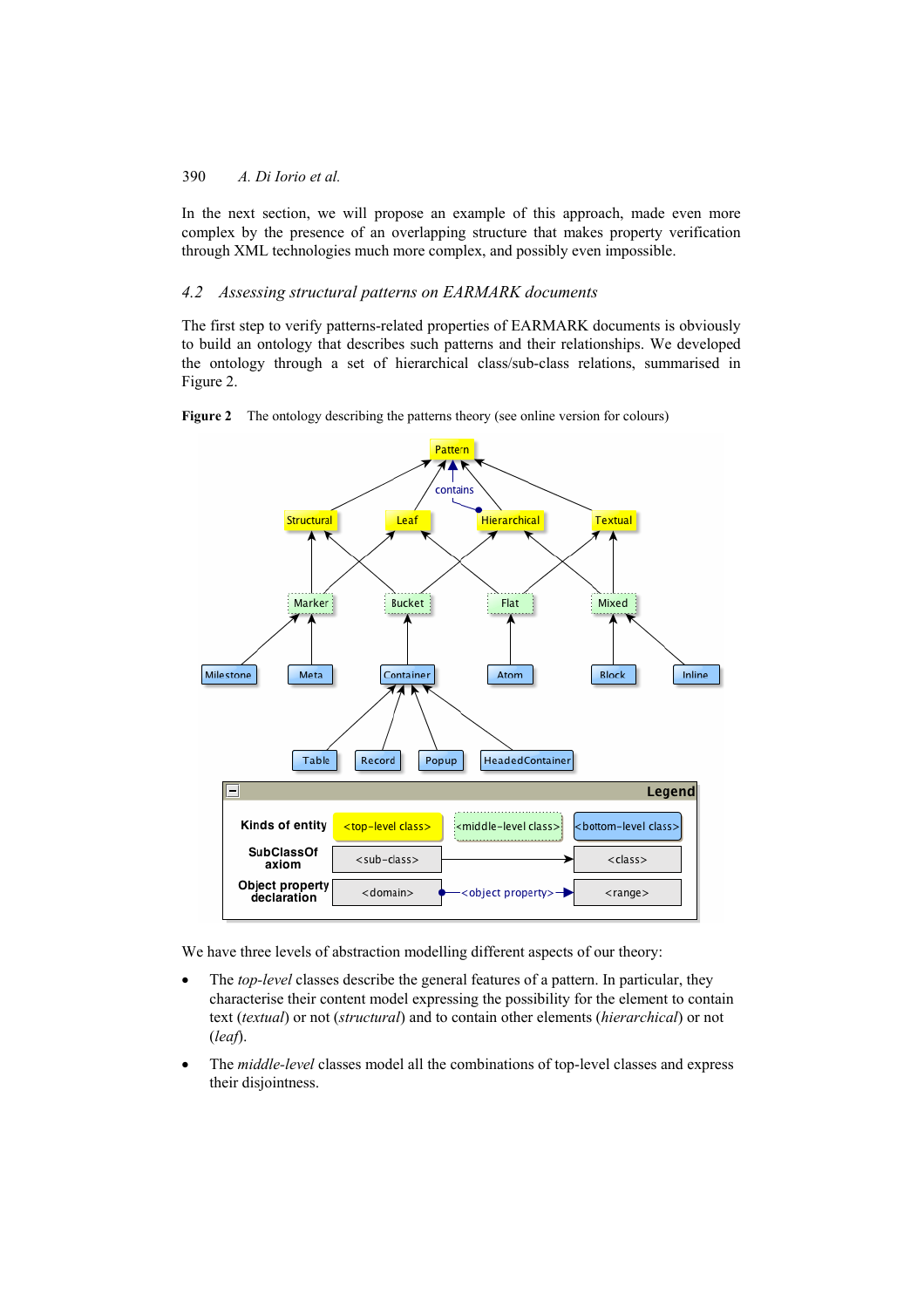In the next section, we will propose an example of this approach, made even more complex by the presence of an overlapping structure that makes property verification through XML technologies much more complex, and possibly even impossible.

### 4.2 Assessing structural patterns on EARMARK documents

The first step to verify patterns-related properties of EARMARK documents is obviously to build an ontology that describes such patterns and their relationships. We developed the ontology through a set of hierarchical class/sub-class relations, summarised in Figure 2.

**Figure 2** The ontology describing the patterns theory (see online version for colours)

Pattern
contains
Structural
Leaf
Hierarchical
Textual
Marker
Bucket
Flat
Mixed
Milestone
Meta
Container
Atom
Block
Inline
Table
Record
Popup
HeadedContainer
Legend
Kinds of entity
<top-level class>
<middle-level class>
<bottom-level class>
SubClassOf axiom
<sub-class>
<class>
Object property declaration
<domain>
<object property>
<range>

We have three levels of abstraction modelling different aspects of our theory:

- The *top-level* classes describe the general features of a pattern. In particular, they characterise their content model expressing the possibility for the element to contain text (*textual*) or not (*structural*) and to contain other elements (*hierarchical*) or not (*leaf*).
- The *middle-level* classes model all the combinations of top-level classes and express their disjointness.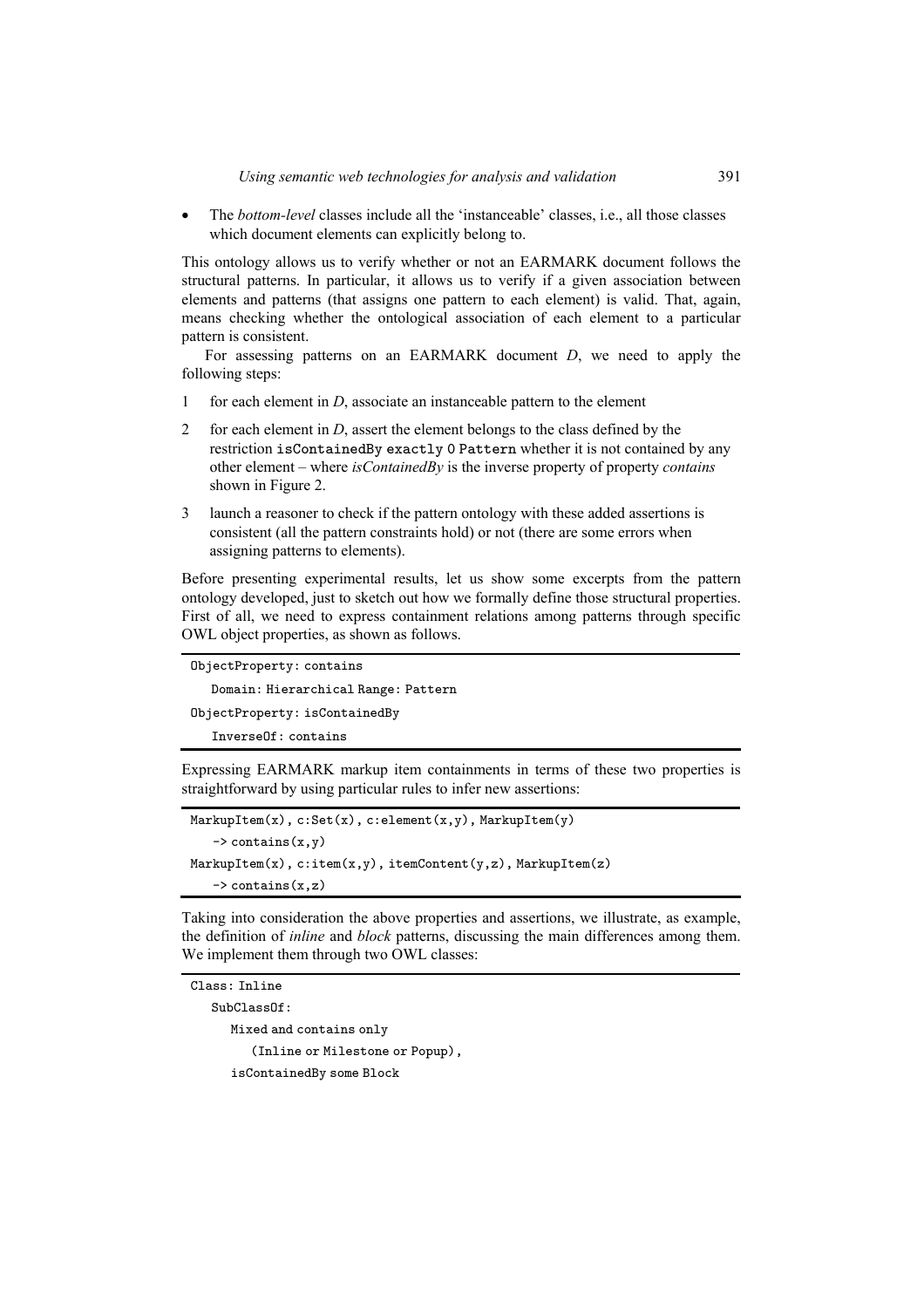- The *bottom-level* classes include all the 'instanceable' classes, i.e., all those classes which document elements can explicitly belong to.

This ontology allows us to verify whether or not an EARMARK document follows the structural patterns. In particular, it allows us to verify if a given association between elements and patterns (that assigns one pattern to each element) is valid. That, again, means checking whether the ontological association of each element to a particular pattern is consistent.

For assessing patterns on an EARMARK document *D*, we need to apply the following steps:

1. for each element in *D*, associate an instanceable pattern to the element
2. for each element in *D*, assert the element belongs to the class defined by the restriction `isContainedBy exactly 0 Pattern` whether it is not contained by any other element – where *isContainedBy* is the inverse property of property *contains* shown in Figure 2.
3. launch a reasoner to check if the pattern ontology with these added assertions is consistent (all the pattern constraints hold) or not (there are some errors when assigning patterns to elements).

Before presenting experimental results, let us show some excerpts from the pattern ontology developed, just to sketch out how we formally define those structural properties. First of all, we need to express containment relations among patterns through specific OWL object properties, as shown as follows.

```
ObjectProperty: contains
    Domain: Hierarchical Range: Pattern
ObjectProperty: isContainedBy
    InverseOf: contains
```

Expressing EARMARK markup item containments in terms of these two properties is straightforward by using particular rules to infer new assertions:

```
MarkupItem(x), c:Set(x), c:element(x,y), MarkupItem(y)
    -> contains(x,y)
MarkupItem(x), c:item(x,y), itemContent(y,z), MarkupItem(z)
    -> contains(x,z)
```

Taking into consideration the above properties and assertions, we illustrate, as example, the definition of *inline* and *block* patterns, discussing the main differences among them. We implement them through two OWL classes:

```
Class: Inline
    SubClassOf:
        Mixed and contains only
            (Inline or Milestone or Popup),
        isContainedBy some Block
```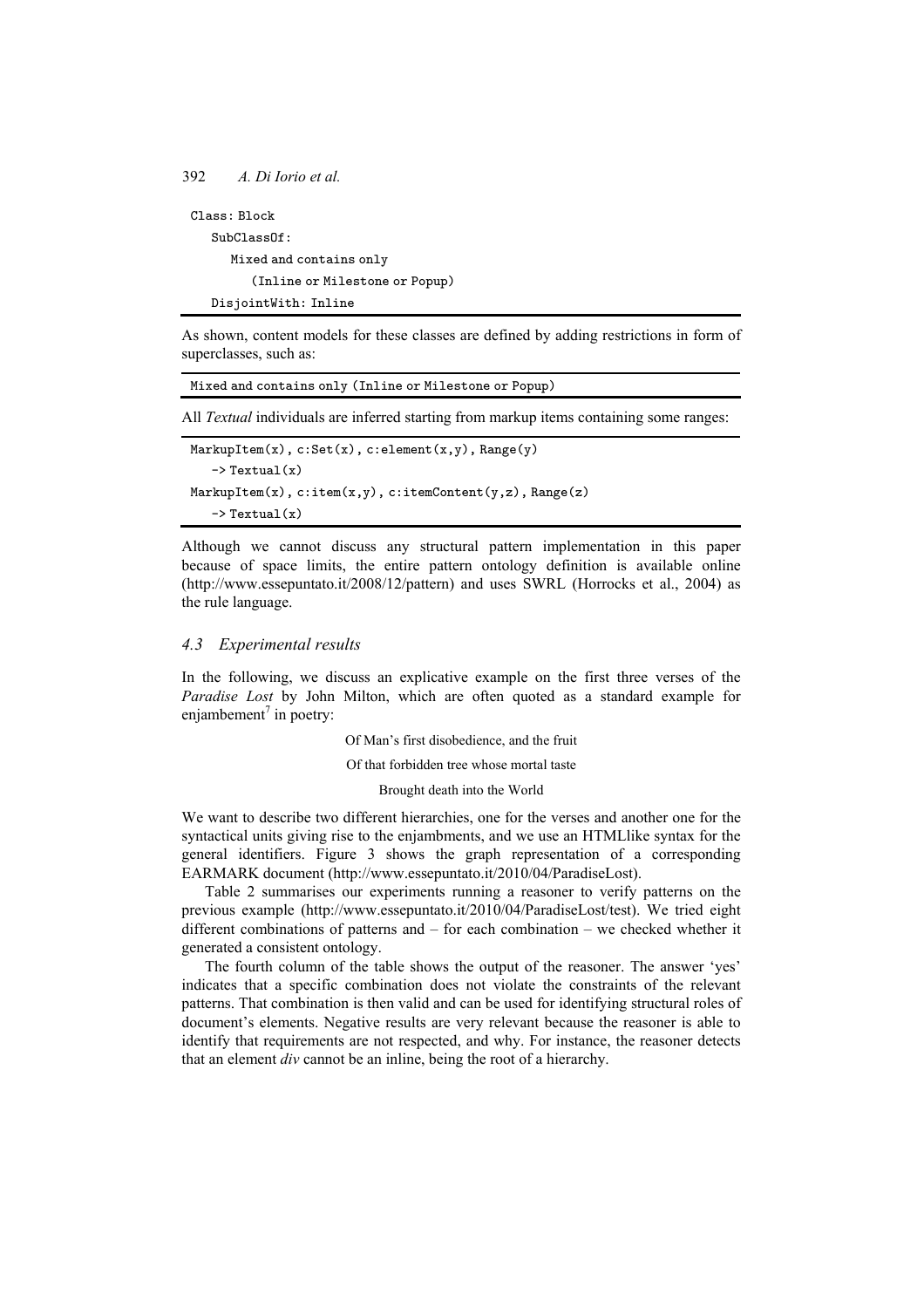```
Class: Block
   SubClassOf:
      Mixed and contains only
         (Inline or Milestone or Popup)
   DisjointWith: Inline
```

As shown, content models for these classes are defined by adding restrictions in form of superclasses, such as:

```
Mixed and contains only (Inline or Milestone or Popup)
```

All *Textual* individuals are inferred starting from markup items containing some ranges:

```
MarkupItem(x), c:Set(x), c:element(x,y), Range(y)
   -> Textual(x)
MarkupItem(x), c:item(x,y), c:itemContent(y,z), Range(z)
   -> Textual(x)
```

Although we cannot discuss any structural pattern implementation in this paper because of space limits, the entire pattern ontology definition is available online (http://www.essepuntato.it/2008/12/pattern) and uses SWRL (Horrocks et al., 2004) as the rule language.

### 4.3 Experimental results

In the following, we discuss an explicative example on the first three verses of the *Paradise Lost* by John Milton, which are often quoted as a standard example for enjambement[7] in poetry:

Of Man's first disobedience, and the fruit

Of that forbidden tree whose mortal taste

Brought death into the World

We want to describe two different hierarchies, one for the verses and another one for the syntactical units giving rise to the enjambments, and we use an HTMLlike syntax for the general identifiers. Figure 3 shows the graph representation of a corresponding EARMARK document (http://www.essepuntato.it/2010/04/ParadiseLost).

Table 2 summarises our experiments running a reasoner to verify patterns on the previous example (http://www.essepuntato.it/2010/04/ParadiseLost/test). We tried eight different combinations of patterns and – for each combination – we checked whether it generated a consistent ontology.

The fourth column of the table shows the output of the reasoner. The answer 'yes' indicates that a specific combination does not violate the constraints of the relevant patterns. That combination is then valid and can be used for identifying structural roles of document's elements. Negative results are very relevant because the reasoner is able to identify that requirements are not respected, and why. For instance, the reasoner detects that an element *div* cannot be an inline, being the root of a hierarchy.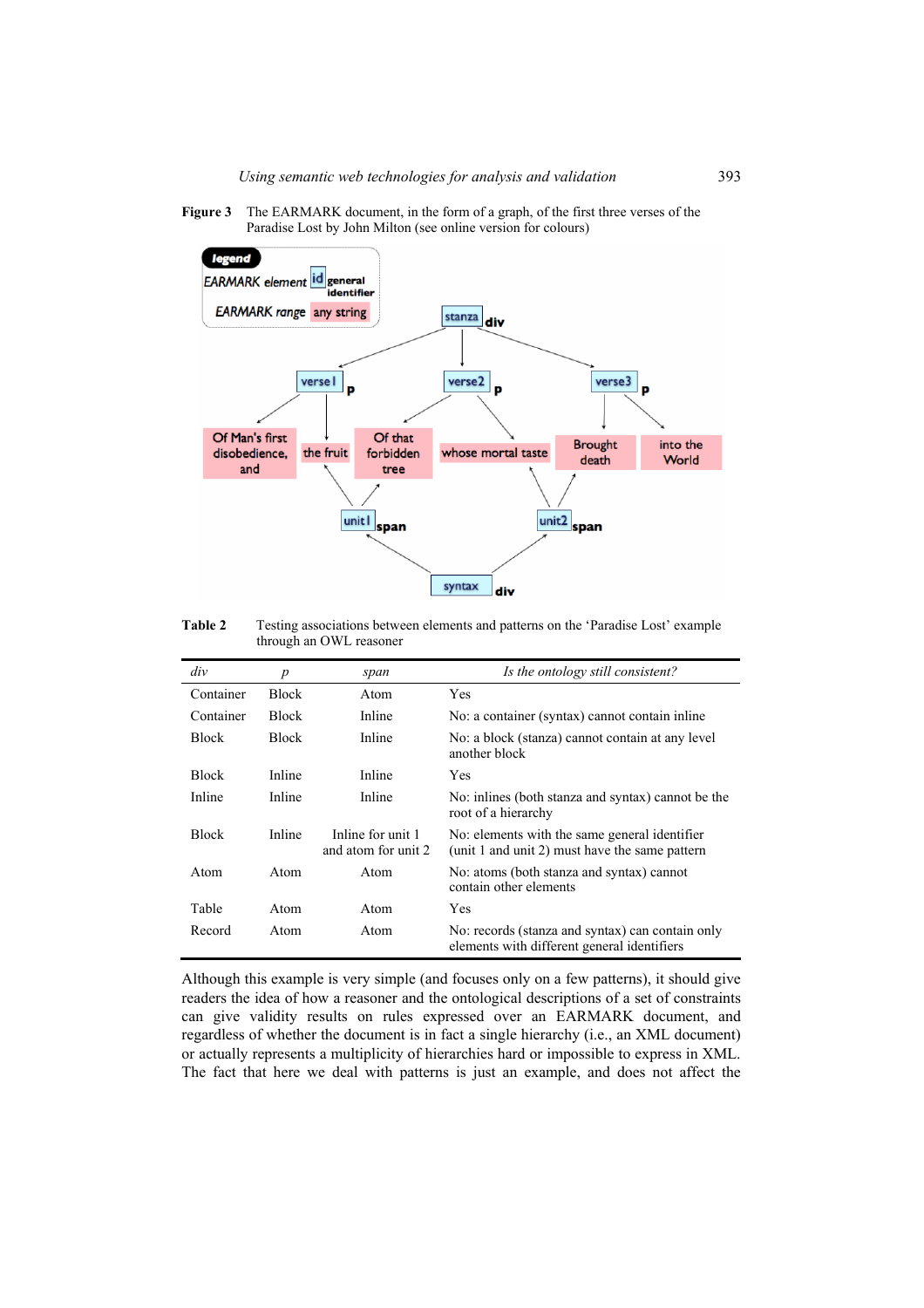**Figure 3** The EARMARK document, in the form of a graph, of the first three verses of the Paradise Lost by John Milton (see online version for colours)

legend
EARMARK element id general identifier
EARMARK range any string

stanza div
verse1 p
verse2 p
verse3 p
Of Man's first disobedience, and
the fruit
Of that forbidden tree
whose mortal taste
Brought death
into the World
unit1 span
unit2 span
syntax div

**Table 2** Testing associations between elements and patterns on the 'Paradise Lost' example through an OWL reasoner

| *div* | *p* | *span* | *Is the ontology still consistent?* |
|---|---|---|---|
| Container | Block | Atom | Yes |
| Container | Block | Inline | No: a container (syntax) cannot contain inline |
| Block | Block | Inline | No: a block (stanza) cannot contain at any level another block |
| Block | Inline | Inline | Yes |
| Inline | Inline | Inline | No: inlines (both stanza and syntax) cannot be the root of a hierarchy |
| Block | Inline | Inline for unit 1 and atom for unit 2 | No: elements with the same general identifier (unit 1 and unit 2) must have the same pattern |
| Atom | Atom | Atom | No: atoms (both stanza and syntax) cannot contain other elements |
| Table | Atom | Atom | Yes |
| Record | Atom | Atom | No: records (stanza and syntax) can contain only elements with different general identifiers |

Although this example is very simple (and focuses only on a few patterns), it should give readers the idea of how a reasoner and the ontological descriptions of a set of constraints can give validity results on rules expressed over an EARMARK document, and regardless of whether the document is in fact a single hierarchy (i.e., an XML document) or actually represents a multiplicity of hierarchies hard or impossible to express in XML. The fact that here we deal with patterns is just an example, and does not affect the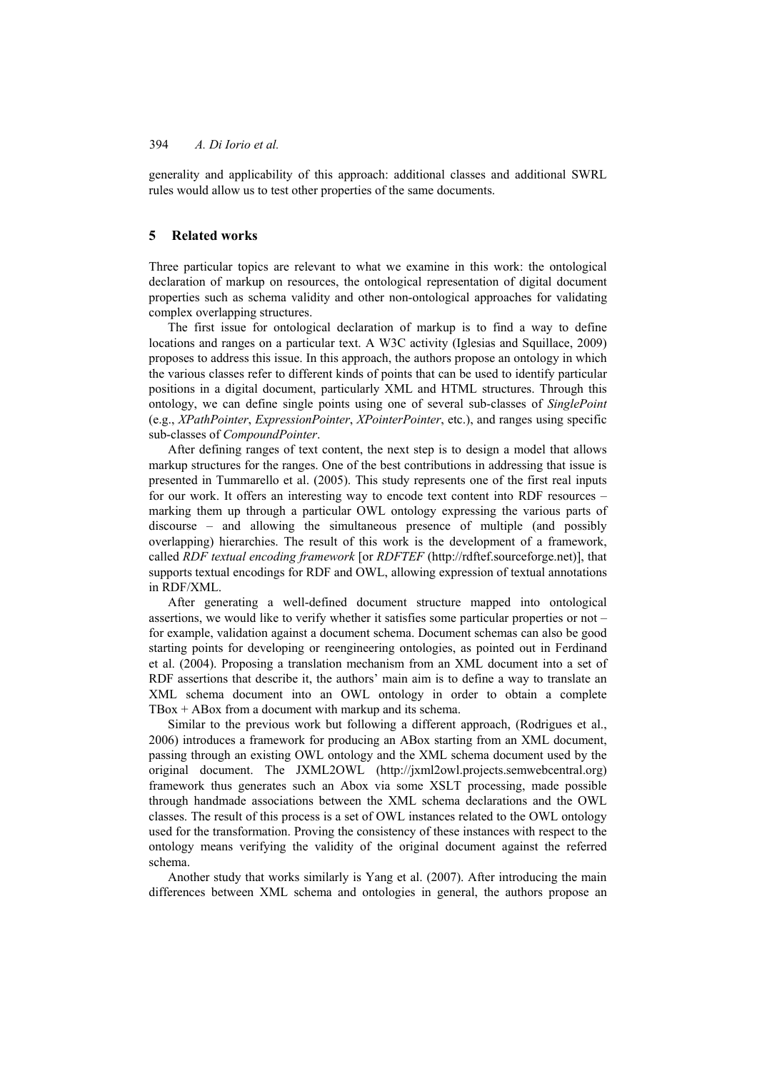generality and applicability of this approach: additional classes and additional SWRL rules would allow us to test other properties of the same documents.

## 5 Related works

Three particular topics are relevant to what we examine in this work: the ontological declaration of markup on resources, the ontological representation of digital document properties such as schema validity and other non-ontological approaches for validating complex overlapping structures.

The first issue for ontological declaration of markup is to find a way to define locations and ranges on a particular text. A W3C activity (Iglesias and Squillace, 2009) proposes to address this issue. In this approach, the authors propose an ontology in which the various classes refer to different kinds of points that can be used to identify particular positions in a digital document, particularly XML and HTML structures. Through this ontology, we can define single points using one of several sub-classes of *SinglePoint* (e.g., *XPathPointer*, *ExpressionPointer*, *XPointerPointer*, etc.), and ranges using specific sub-classes of *CompoundPointer*.

After defining ranges of text content, the next step is to design a model that allows markup structures for the ranges. One of the best contributions in addressing that issue is presented in Tummarello et al. (2005). This study represents one of the first real inputs for our work. It offers an interesting way to encode text content into RDF resources – marking them up through a particular OWL ontology expressing the various parts of discourse – and allowing the simultaneous presence of multiple (and possibly overlapping) hierarchies. The result of this work is the development of a framework, called *RDF textual encoding framework* [or *RDFTEF* (http://rdftef.sourceforge.net)], that supports textual encodings for RDF and OWL, allowing expression of textual annotations in RDF/XML.

After generating a well-defined document structure mapped into ontological assertions, we would like to verify whether it satisfies some particular properties or not – for example, validation against a document schema. Document schemas can also be good starting points for developing or reengineering ontologies, as pointed out in Ferdinand et al. (2004). Proposing a translation mechanism from an XML document into a set of RDF assertions that describe it, the authors' main aim is to define a way to translate an XML schema document into an OWL ontology in order to obtain a complete TBox + ABox from a document with markup and its schema.

Similar to the previous work but following a different approach, (Rodrigues et al., 2006) introduces a framework for producing an ABox starting from an XML document, passing through an existing OWL ontology and the XML schema document used by the original document. The JXML2OWL (http://jxml2owl.projects.semwebcentral.org) framework thus generates such an Abox via some XSLT processing, made possible through handmade associations between the XML schema declarations and the OWL classes. The result of this process is a set of OWL instances related to the OWL ontology used for the transformation. Proving the consistency of these instances with respect to the ontology means verifying the validity of the original document against the referred schema.

Another study that works similarly is Yang et al. (2007). After introducing the main differences between XML schema and ontologies in general, the authors propose an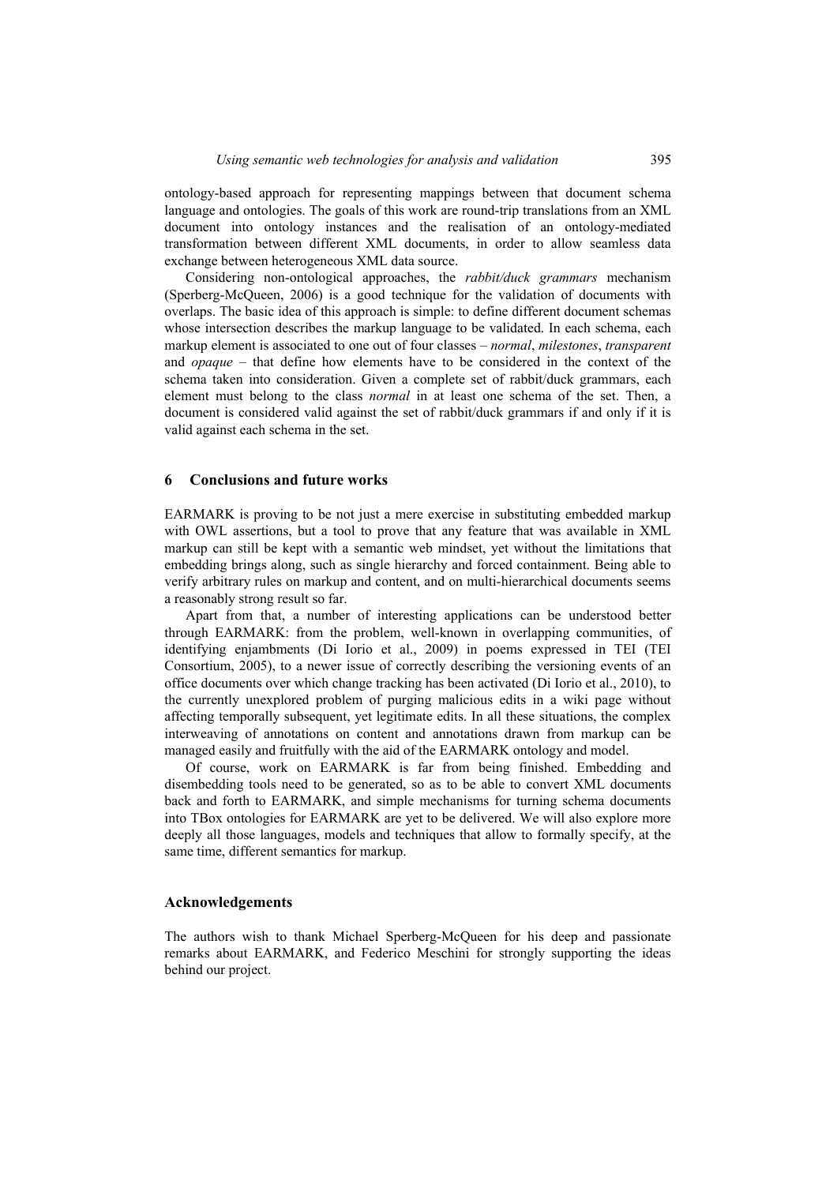ontology-based approach for representing mappings between that document schema language and ontologies. The goals of this work are round-trip translations from an XML document into ontology instances and the realisation of an ontology-mediated transformation between different XML documents, in order to allow seamless data exchange between heterogeneous XML data source.

Considering non-ontological approaches, the *rabbit/duck grammars* mechanism (Sperberg-McQueen, 2006) is a good technique for the validation of documents with overlaps. The basic idea of this approach is simple: to define different document schemas whose intersection describes the markup language to be validated. In each schema, each markup element is associated to one out of four classes – *normal*, *milestones*, *transparent* and *opaque* – that define how elements have to be considered in the context of the schema taken into consideration. Given a complete set of rabbit/duck grammars, each element must belong to the class *normal* in at least one schema of the set. Then, a document is considered valid against the set of rabbit/duck grammars if and only if it is valid against each schema in the set.

## 6 Conclusions and future works

EARMARK is proving to be not just a mere exercise in substituting embedded markup with OWL assertions, but a tool to prove that any feature that was available in XML markup can still be kept with a semantic web mindset, yet without the limitations that embedding brings along, such as single hierarchy and forced containment. Being able to verify arbitrary rules on markup and content, and on multi-hierarchical documents seems a reasonably strong result so far.

Apart from that, a number of interesting applications can be understood better through EARMARK: from the problem, well-known in overlapping communities, of identifying enjambments (Di Iorio et al., 2009) in poems expressed in TEI (TEI Consortium, 2005), to a newer issue of correctly describing the versioning events of an office documents over which change tracking has been activated (Di Iorio et al., 2010), to the currently unexplored problem of purging malicious edits in a wiki page without affecting temporally subsequent, yet legitimate edits. In all these situations, the complex interweaving of annotations on content and annotations drawn from markup can be managed easily and fruitfully with the aid of the EARMARK ontology and model.

Of course, work on EARMARK is far from being finished. Embedding and disembedding tools need to be generated, so as to be able to convert XML documents back and forth to EARMARK, and simple mechanisms for turning schema documents into TBox ontologies for EARMARK are yet to be delivered. We will also explore more deeply all those languages, models and techniques that allow to formally specify, at the same time, different semantics for markup.

## Acknowledgements

The authors wish to thank Michael Sperberg-McQueen for his deep and passionate remarks about EARMARK, and Federico Meschini for strongly supporting the ideas behind our project.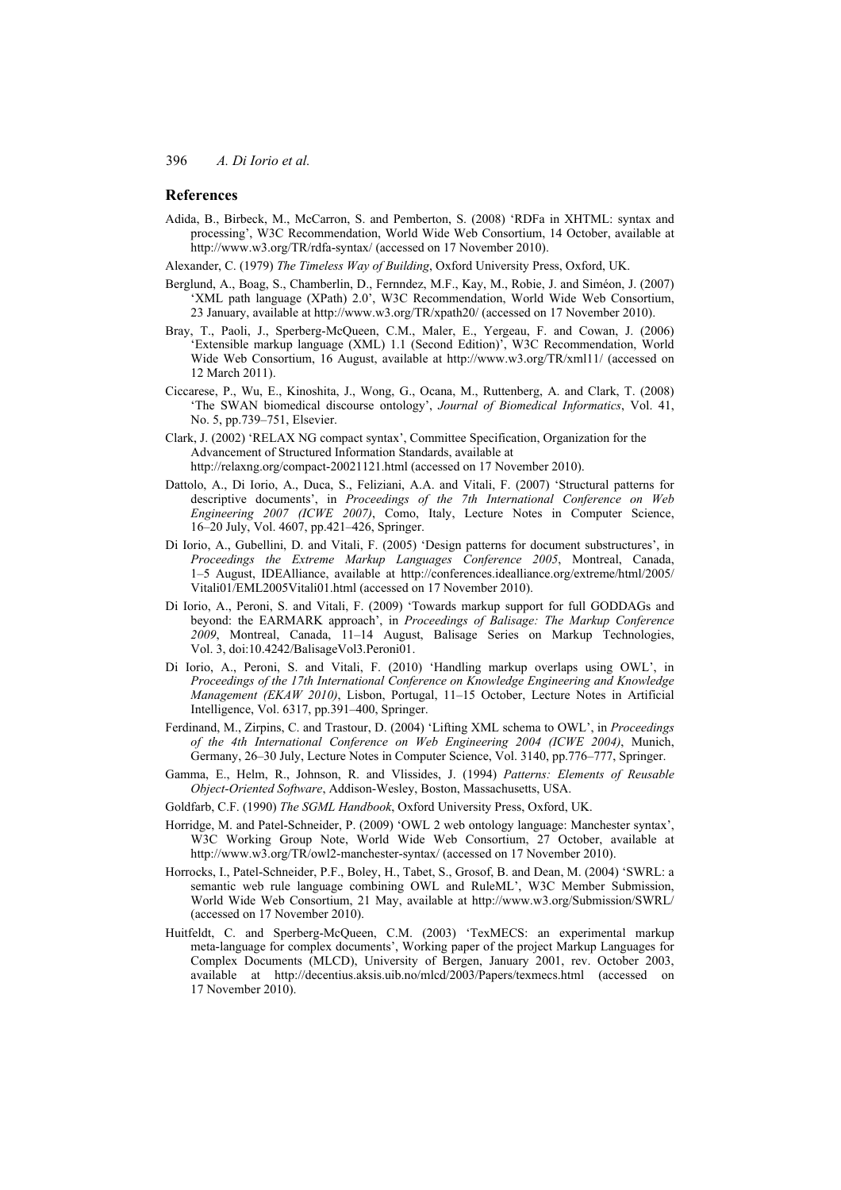## References

Adida, B., Birbeck, M., McCarron, S. and Pemberton, S. (2008) 'RDFa in XHTML: syntax and processing', W3C Recommendation, World Wide Web Consortium, 14 October, available at http://www.w3.org/TR/rdfa-syntax/ (accessed on 17 November 2010).

Alexander, C. (1979) *The Timeless Way of Building*, Oxford University Press, Oxford, UK.

Berglund, A., Boag, S., Chamberlin, D., Fernndez, M.F., Kay, M., Robie, J. and Siméon, J. (2007) 'XML path language (XPath) 2.0', W3C Recommendation, World Wide Web Consortium, 23 January, available at http://www.w3.org/TR/xpath20/ (accessed on 17 November 2010).

Bray, T., Paoli, J., Sperberg-McQueen, C.M., Maler, E., Yergeau, F. and Cowan, J. (2006) 'Extensible markup language (XML) 1.1 (Second Edition)', W3C Recommendation, World Wide Web Consortium, 16 August, available at http://www.w3.org/TR/xml11/ (accessed on 12 March 2011).

Ciccarese, P., Wu, E., Kinoshita, J., Wong, G., Ocana, M., Ruttenberg, A. and Clark, T. (2008) 'The SWAN biomedical discourse ontology', *Journal of Biomedical Informatics*, Vol. 41, No. 5, pp.739–751, Elsevier.

Clark, J. (2002) 'RELAX NG compact syntax', Committee Specification, Organization for the Advancement of Structured Information Standards, available at http://relaxng.org/compact-20021121.html (accessed on 17 November 2010).

Dattolo, A., Di Iorio, A., Duca, S., Feliziani, A.A. and Vitali, F. (2007) 'Structural patterns for descriptive documents', in *Proceedings of the 7th International Conference on Web Engineering 2007 (ICWE 2007)*, Como, Italy, Lecture Notes in Computer Science, 16–20 July, Vol. 4607, pp.421–426, Springer.

Di Iorio, A., Gubellini, D. and Vitali, F. (2005) 'Design patterns for document substructures', in *Proceedings the Extreme Markup Languages Conference 2005*, Montreal, Canada, 1–5 August, IDEAlliance, available at http://conferences.idealliance.org/extreme/html/2005/Vitali01/EML2005Vitali01.html (accessed on 17 November 2010).

Di Iorio, A., Peroni, S. and Vitali, F. (2009) 'Towards markup support for full GODDAGs and beyond: the EARMARK approach', in *Proceedings of Balisage: The Markup Conference 2009*, Montreal, Canada, 11–14 August, Balisage Series on Markup Technologies, Vol. 3, doi:10.4242/BalisageVol3.Peroni01.

Di Iorio, A., Peroni, S. and Vitali, F. (2010) 'Handling markup overlaps using OWL', in *Proceedings of the 17th International Conference on Knowledge Engineering and Knowledge Management (EKAW 2010)*, Lisbon, Portugal, 11–15 October, Lecture Notes in Artificial Intelligence, Vol. 6317, pp.391–400, Springer.

Ferdinand, M., Zirpins, C. and Trastour, D. (2004) 'Lifting XML schema to OWL', in *Proceedings of the 4th International Conference on Web Engineering 2004 (ICWE 2004)*, Munich, Germany, 26–30 July, Lecture Notes in Computer Science, Vol. 3140, pp.776–777, Springer.

Gamma, E., Helm, R., Johnson, R. and Vlissides, J. (1994) *Patterns: Elements of Reusable Object-Oriented Software*, Addison-Wesley, Boston, Massachusetts, USA.

Goldfarb, C.F. (1990) *The SGML Handbook*, Oxford University Press, Oxford, UK.

Horridge, M. and Patel-Schneider, P. (2009) 'OWL 2 web ontology language: Manchester syntax', W3C Working Group Note, World Wide Web Consortium, 27 October, available at http://www.w3.org/TR/owl2-manchester-syntax/ (accessed on 17 November 2010).

Horrocks, I., Patel-Schneider, P.F., Boley, H., Tabet, S., Grosof, B. and Dean, M. (2004) 'SWRL: a semantic web rule language combining OWL and RuleML', W3C Member Submission, World Wide Web Consortium, 21 May, available at http://www.w3.org/Submission/SWRL/ (accessed on 17 November 2010).

Huitfeldt, C. and Sperberg-McQueen, C.M. (2003) 'TexMECS: an experimental markup meta-language for complex documents', Working paper of the project Markup Languages for Complex Documents (MLCD), University of Bergen, January 2001, rev. October 2003, available at http://decentius.aksis.uib.no/mlcd/2003/Papers/texmecs.html (accessed on 17 November 2010).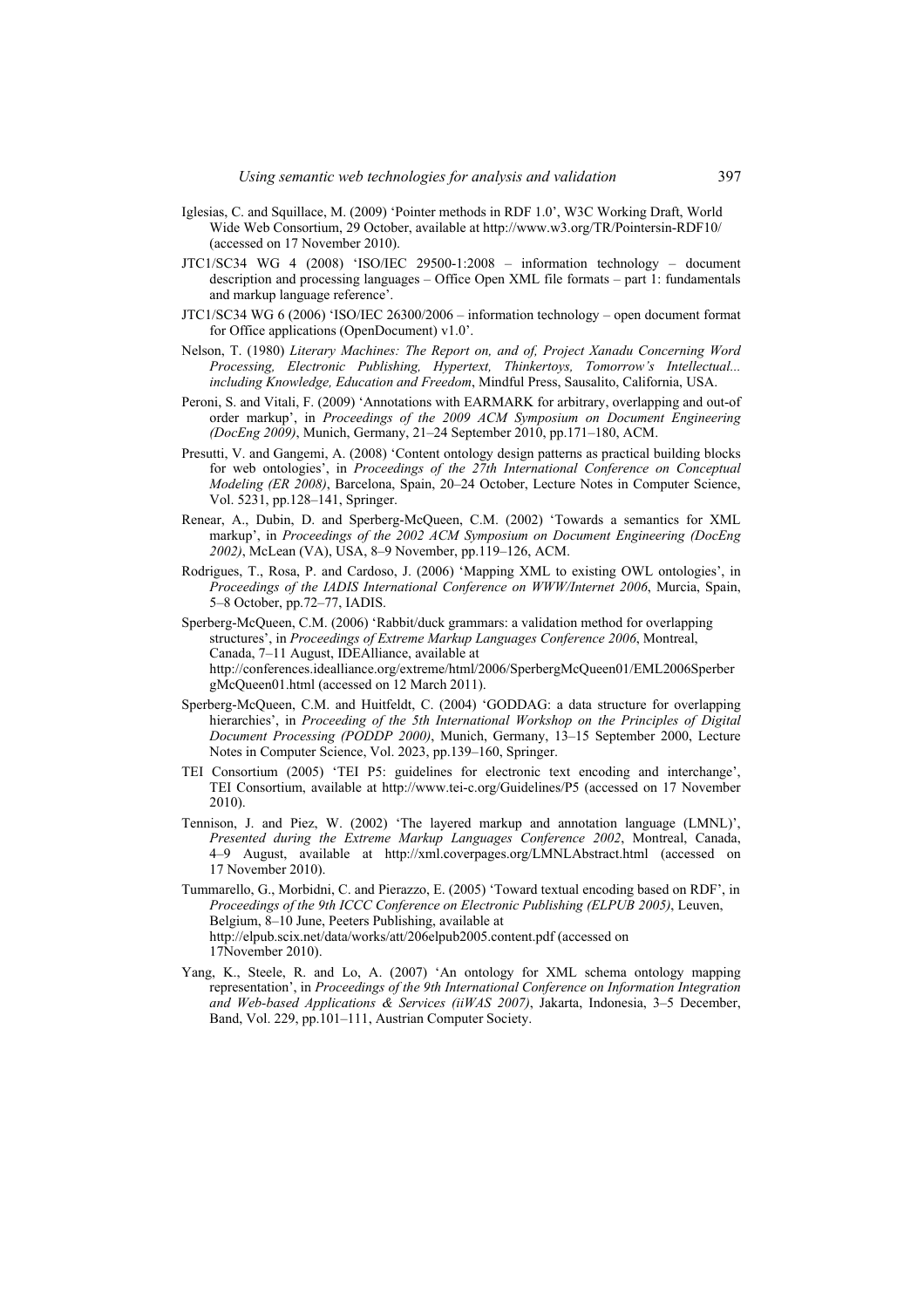Iglesias, C. and Squillace, M. (2009) 'Pointer methods in RDF 1.0', W3C Working Draft, World Wide Web Consortium, 29 October, available at http://www.w3.org/TR/Pointersin-RDF10/ (accessed on 17 November 2010).

JTC1/SC34 WG 4 (2008) 'ISO/IEC 29500-1:2008 – information technology – document description and processing languages – Office Open XML file formats – part 1: fundamentals and markup language reference'.

JTC1/SC34 WG 6 (2006) 'ISO/IEC 26300/2006 – information technology – open document format for Office applications (OpenDocument) v1.0'.

Nelson, T. (1980) *Literary Machines: The Report on, and of, Project Xanadu Concerning Word Processing, Electronic Publishing, Hypertext, Thinkertoys, Tomorrow's Intellectual... including Knowledge, Education and Freedom*, Mindful Press, Sausalito, California, USA.

Peroni, S. and Vitali, F. (2009) 'Annotations with EARMARK for arbitrary, overlapping and out-of order markup', in *Proceedings of the 2009 ACM Symposium on Document Engineering (DocEng 2009)*, Munich, Germany, 21–24 September 2010, pp.171–180, ACM.

Presutti, V. and Gangemi, A. (2008) 'Content ontology design patterns as practical building blocks for web ontologies', in *Proceedings of the 27th International Conference on Conceptual Modeling (ER 2008)*, Barcelona, Spain, 20–24 October, Lecture Notes in Computer Science, Vol. 5231, pp.128–141, Springer.

Renear, A., Dubin, D. and Sperberg-McQueen, C.M. (2002) 'Towards a semantics for XML markup', in *Proceedings of the 2002 ACM Symposium on Document Engineering (DocEng 2002)*, McLean (VA), USA, 8–9 November, pp.119–126, ACM.

Rodrigues, T., Rosa, P. and Cardoso, J. (2006) 'Mapping XML to existing OWL ontologies', in *Proceedings of the IADIS International Conference on WWW/Internet 2006*, Murcia, Spain, 5–8 October, pp.72–77, IADIS.

Sperberg-McQueen, C.M. (2006) 'Rabbit/duck grammars: a validation method for overlapping structures', in *Proceedings of Extreme Markup Languages Conference 2006*, Montreal, Canada, 7–11 August, IDEAlliance, available at http://conferences.idealliance.org/extreme/html/2006/SperbergMcQueen01/EML2006SperbergMcQueen01.html (accessed on 12 March 2011).

Sperberg-McQueen, C.M. and Huitfeldt, C. (2004) 'GODDAG: a data structure for overlapping hierarchies', in *Proceeding of the 5th International Workshop on the Principles of Digital Document Processing (PODDP 2000)*, Munich, Germany, 13–15 September 2000, Lecture Notes in Computer Science, Vol. 2023, pp.139–160, Springer.

TEI Consortium (2005) 'TEI P5: guidelines for electronic text encoding and interchange', TEI Consortium, available at http://www.tei-c.org/Guidelines/P5 (accessed on 17 November 2010).

Tennison, J. and Piez, W. (2002) 'The layered markup and annotation language (LMNL)', *Presented during the Extreme Markup Languages Conference 2002*, Montreal, Canada, 4–9 August, available at http://xml.coverpages.org/LMNLAbstract.html (accessed on 17 November 2010).

Tummarello, G., Morbidni, C. and Pierazzo, E. (2005) 'Toward textual encoding based on RDF', in *Proceedings of the 9th ICCC Conference on Electronic Publishing (ELPUB 2005)*, Leuven, Belgium, 8–10 June, Peeters Publishing, available at http://elpub.scix.net/data/works/att/206elpub2005.content.pdf (accessed on 17November 2010).

Yang, K., Steele, R. and Lo, A. (2007) 'An ontology for XML schema ontology mapping representation', in *Proceedings of the 9th International Conference on Information Integration and Web-based Applications & Services (iiWAS 2007)*, Jakarta, Indonesia, 3–5 December, Band, Vol. 229, pp.101–111, Austrian Computer Society.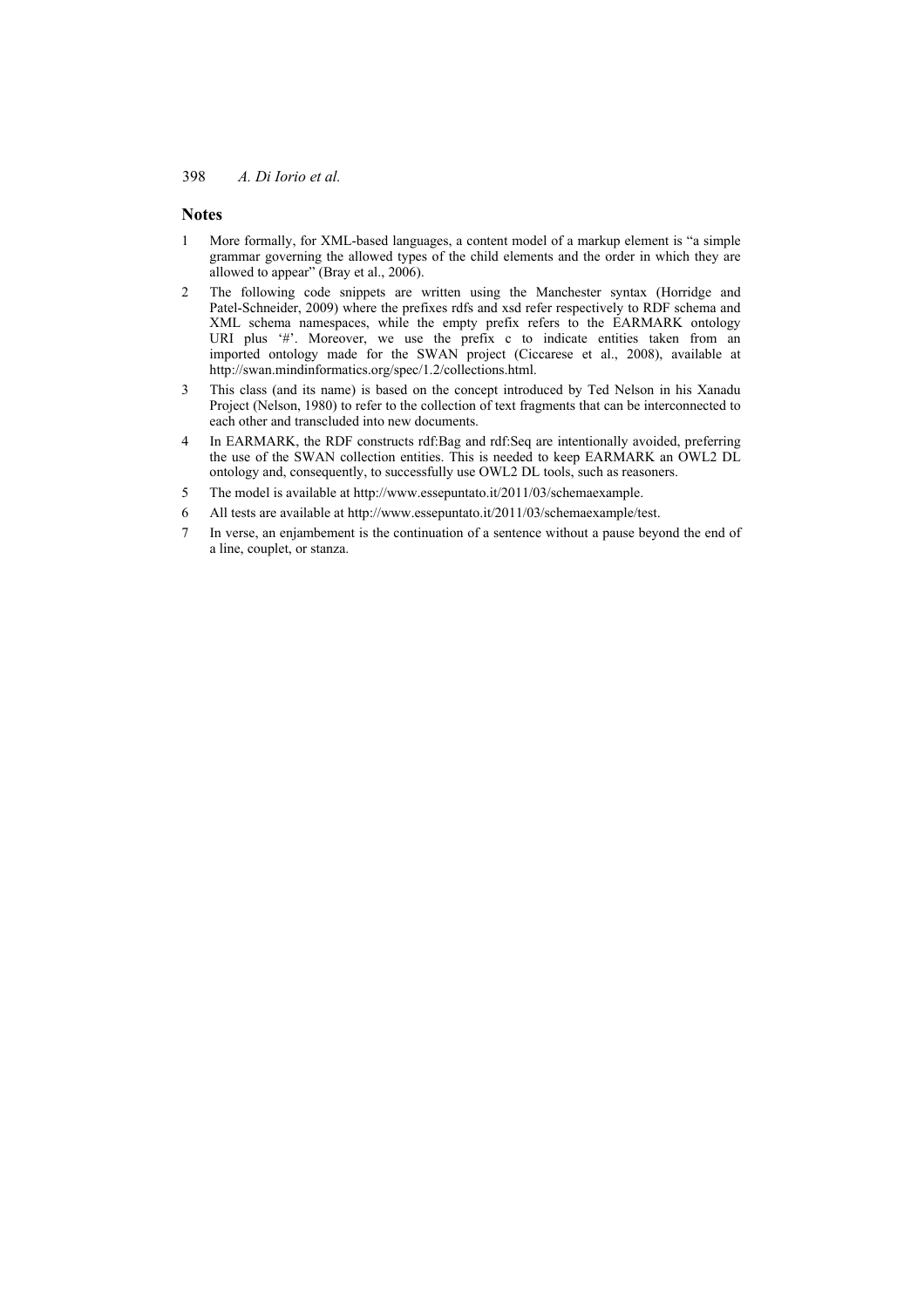## Notes

1. More formally, for XML-based languages, a content model of a markup element is "a simple grammar governing the allowed types of the child elements and the order in which they are allowed to appear" (Bray et al., 2006).
2. The following code snippets are written using the Manchester syntax (Horridge and Patel-Schneider, 2009) where the prefixes rdfs and xsd refer respectively to RDF schema and XML schema namespaces, while the empty prefix refers to the EARMARK ontology URI plus '#'. Moreover, we use the prefix c to indicate entities taken from an imported ontology made for the SWAN project (Ciccarese et al., 2008), available at http://swan.mindinformatics.org/spec/1.2/collections.html.
3. This class (and its name) is based on the concept introduced by Ted Nelson in his Xanadu Project (Nelson, 1980) to refer to the collection of text fragments that can be interconnected to each other and transcluded into new documents.
4. In EARMARK, the RDF constructs rdf:Bag and rdf:Seq are intentionally avoided, preferring the use of the SWAN collection entities. This is needed to keep EARMARK an OWL2 DL ontology and, consequently, to successfully use OWL2 DL tools, such as reasoners.
5. The model is available at http://www.essepuntato.it/2011/03/schemaexample.
6. All tests are available at http://www.essepuntato.it/2011/03/schemaexample/test.
7. In verse, an enjambement is the continuation of a sentence without a pause beyond the end of a line, couplet, or stanza.